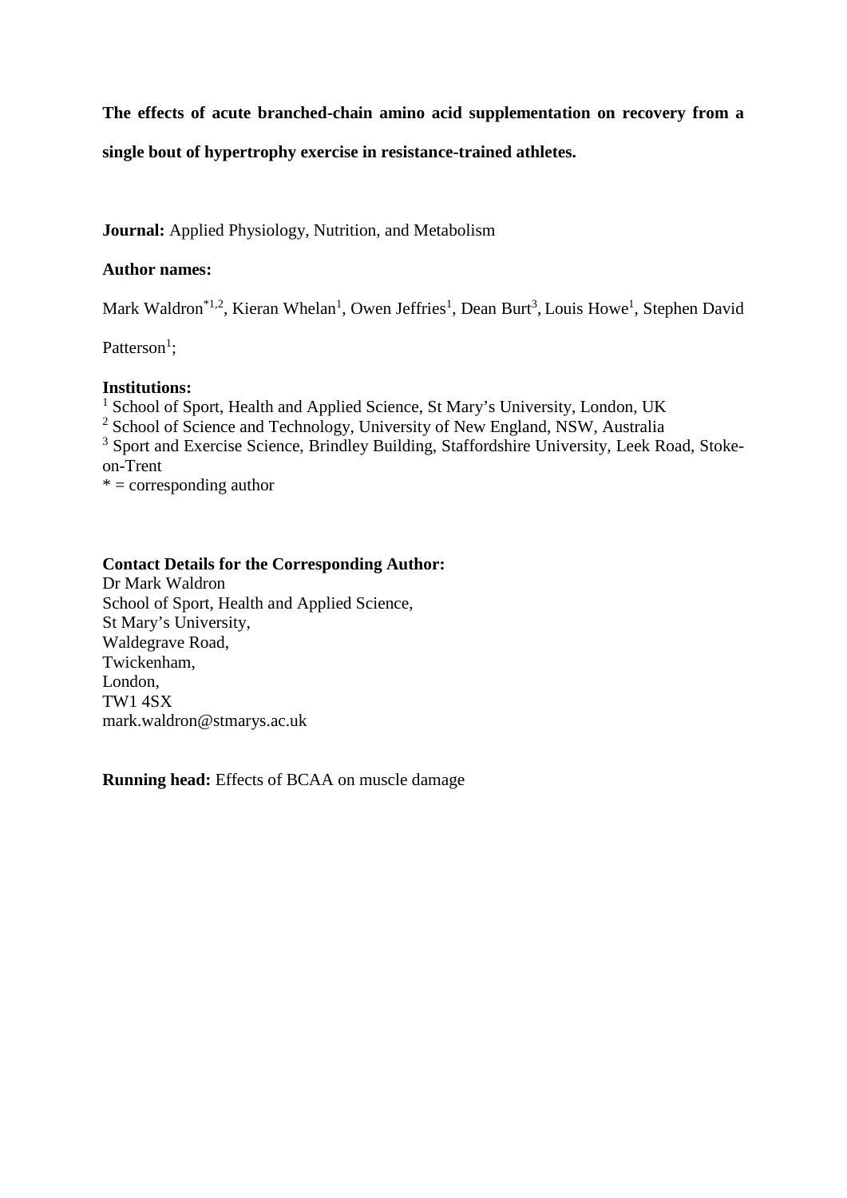**The effects of acute branched-chain amino acid supplementation on recovery from a single bout of hypertrophy exercise in resistance-trained athletes.**

**Journal:** Applied Physiology, Nutrition, and Metabolism

**Author names:**

Mark Waldron[*1,2], Kieran Whelan[1], Owen Jeffries[1], Dean Burt[3], Louis Howe[1], Stephen David Patterson[1];

**Institutions:**

[1] School of Sport, Health and Applied Science, St Mary's University, London, UK
[2] School of Science and Technology, University of New England, NSW, Australia
[3] Sport and Exercise Science, Brindley Building, Staffordshire University, Leek Road, Stoke-on-Trent
* = corresponding author

**Contact Details for the Corresponding Author:**

Dr Mark Waldron
School of Sport, Health and Applied Science,
St Mary's University,
Waldegrave Road,
Twickenham,
London,
TW1 4SX
mark.waldron@stmarys.ac.uk

**Running head:** Effects of BCAA on muscle damage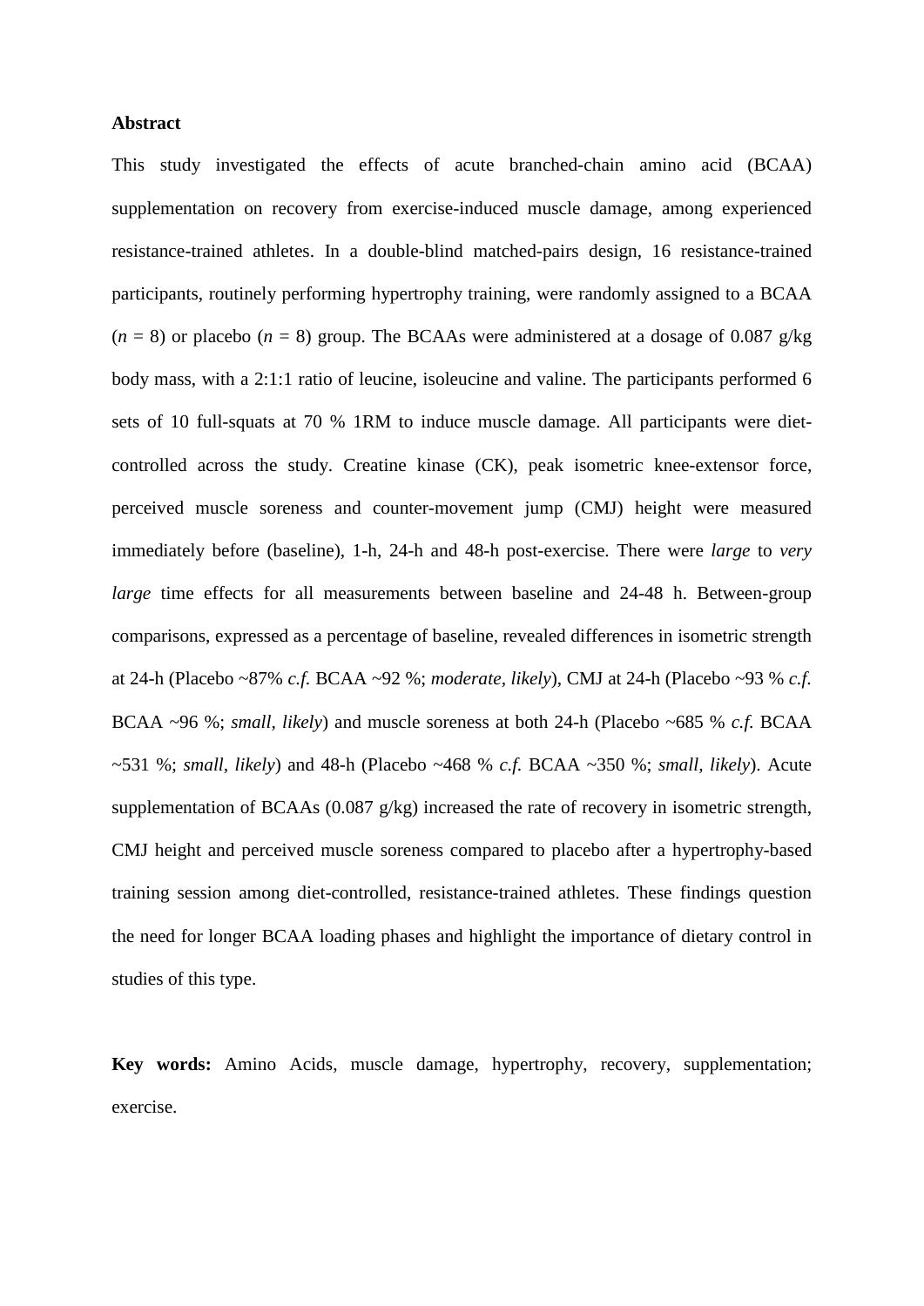**Abstract**

This study investigated the effects of acute branched-chain amino acid (BCAA) supplementation on recovery from exercise-induced muscle damage, among experienced resistance-trained athletes. In a double-blind matched-pairs design, 16 resistance-trained participants, routinely performing hypertrophy training, were randomly assigned to a BCAA ($n$ = 8) or placebo ($n$ = 8) group. The BCAAs were administered at a dosage of 0.087 g/kg body mass, with a 2:1:1 ratio of leucine, isoleucine and valine. The participants performed 6 sets of 10 full-squats at 70 % 1RM to induce muscle damage. All participants were diet-controlled across the study. Creatine kinase (CK), peak isometric knee-extensor force, perceived muscle soreness and counter-movement jump (CMJ) height were measured immediately before (baseline), 1-h, 24-h and 48-h post-exercise. There were *large* to *very large* time effects for all measurements between baseline and 24-48 h. Between-group comparisons, expressed as a percentage of baseline, revealed differences in isometric strength at 24-h (Placebo ~87% *c.f.* BCAA ~92 %; *moderate, likely*), CMJ at 24-h (Placebo ~93 % *c.f.* BCAA ~96 %; *small, likely*) and muscle soreness at both 24-h (Placebo ~685 % *c.f.* BCAA ~531 %; *small, likely*) and 48-h (Placebo ~468 % *c.f.* BCAA ~350 %; *small, likely*). Acute supplementation of BCAAs (0.087 g/kg) increased the rate of recovery in isometric strength, CMJ height and perceived muscle soreness compared to placebo after a hypertrophy-based training session among diet-controlled, resistance-trained athletes. These findings question the need for longer BCAA loading phases and highlight the importance of dietary control in studies of this type.

**Key words:** Amino Acids, muscle damage, hypertrophy, recovery, supplementation; exercise.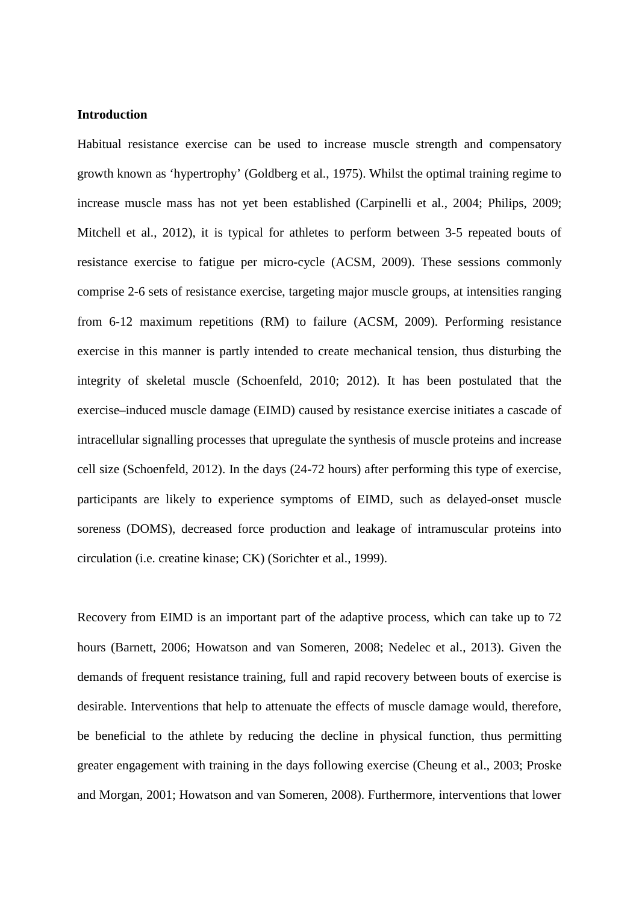## Introduction

Habitual resistance exercise can be used to increase muscle strength and compensatory growth known as 'hypertrophy' (Goldberg et al., 1975). Whilst the optimal training regime to increase muscle mass has not yet been established (Carpinelli et al., 2004; Philips, 2009; Mitchell et al., 2012), it is typical for athletes to perform between 3-5 repeated bouts of resistance exercise to fatigue per micro-cycle (ACSM, 2009). These sessions commonly comprise 2-6 sets of resistance exercise, targeting major muscle groups, at intensities ranging from 6-12 maximum repetitions (RM) to failure (ACSM, 2009). Performing resistance exercise in this manner is partly intended to create mechanical tension, thus disturbing the integrity of skeletal muscle (Schoenfeld, 2010; 2012). It has been postulated that the exercise–induced muscle damage (EIMD) caused by resistance exercise initiates a cascade of intracellular signalling processes that upregulate the synthesis of muscle proteins and increase cell size (Schoenfeld, 2012). In the days (24-72 hours) after performing this type of exercise, participants are likely to experience symptoms of EIMD, such as delayed-onset muscle soreness (DOMS), decreased force production and leakage of intramuscular proteins into circulation (i.e. creatine kinase; CK) (Sorichter et al., 1999).

Recovery from EIMD is an important part of the adaptive process, which can take up to 72 hours (Barnett, 2006; Howatson and van Someren, 2008; Nedelec et al., 2013). Given the demands of frequent resistance training, full and rapid recovery between bouts of exercise is desirable. Interventions that help to attenuate the effects of muscle damage would, therefore, be beneficial to the athlete by reducing the decline in physical function, thus permitting greater engagement with training in the days following exercise (Cheung et al., 2003; Proske and Morgan, 2001; Howatson and van Someren, 2008). Furthermore, interventions that lower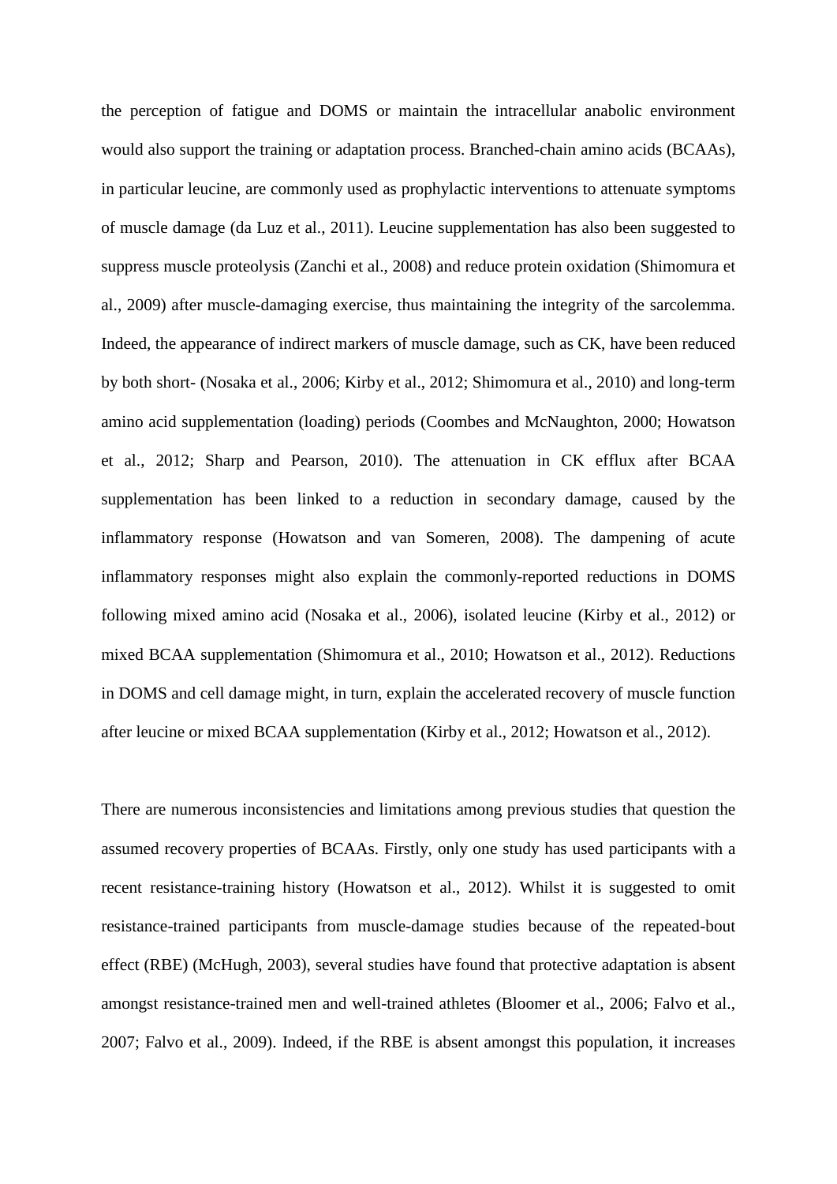the perception of fatigue and DOMS or maintain the intracellular anabolic environment would also support the training or adaptation process. Branched-chain amino acids (BCAAs), in particular leucine, are commonly used as prophylactic interventions to attenuate symptoms of muscle damage (da Luz et al., 2011). Leucine supplementation has also been suggested to suppress muscle proteolysis (Zanchi et al., 2008) and reduce protein oxidation (Shimomura et al., 2009) after muscle-damaging exercise, thus maintaining the integrity of the sarcolemma. Indeed, the appearance of indirect markers of muscle damage, such as CK, have been reduced by both short- (Nosaka et al., 2006; Kirby et al., 2012; Shimomura et al., 2010) and long-term amino acid supplementation (loading) periods (Coombes and McNaughton, 2000; Howatson et al., 2012; Sharp and Pearson, 2010). The attenuation in CK efflux after BCAA supplementation has been linked to a reduction in secondary damage, caused by the inflammatory response (Howatson and van Someren, 2008). The dampening of acute inflammatory responses might also explain the commonly-reported reductions in DOMS following mixed amino acid (Nosaka et al., 2006), isolated leucine (Kirby et al., 2012) or mixed BCAA supplementation (Shimomura et al., 2010; Howatson et al., 2012). Reductions in DOMS and cell damage might, in turn, explain the accelerated recovery of muscle function after leucine or mixed BCAA supplementation (Kirby et al., 2012; Howatson et al., 2012).

There are numerous inconsistencies and limitations among previous studies that question the assumed recovery properties of BCAAs. Firstly, only one study has used participants with a recent resistance-training history (Howatson et al., 2012). Whilst it is suggested to omit resistance-trained participants from muscle-damage studies because of the repeated-bout effect (RBE) (McHugh, 2003), several studies have found that protective adaptation is absent amongst resistance-trained men and well-trained athletes (Bloomer et al., 2006; Falvo et al., 2007; Falvo et al., 2009). Indeed, if the RBE is absent amongst this population, it increases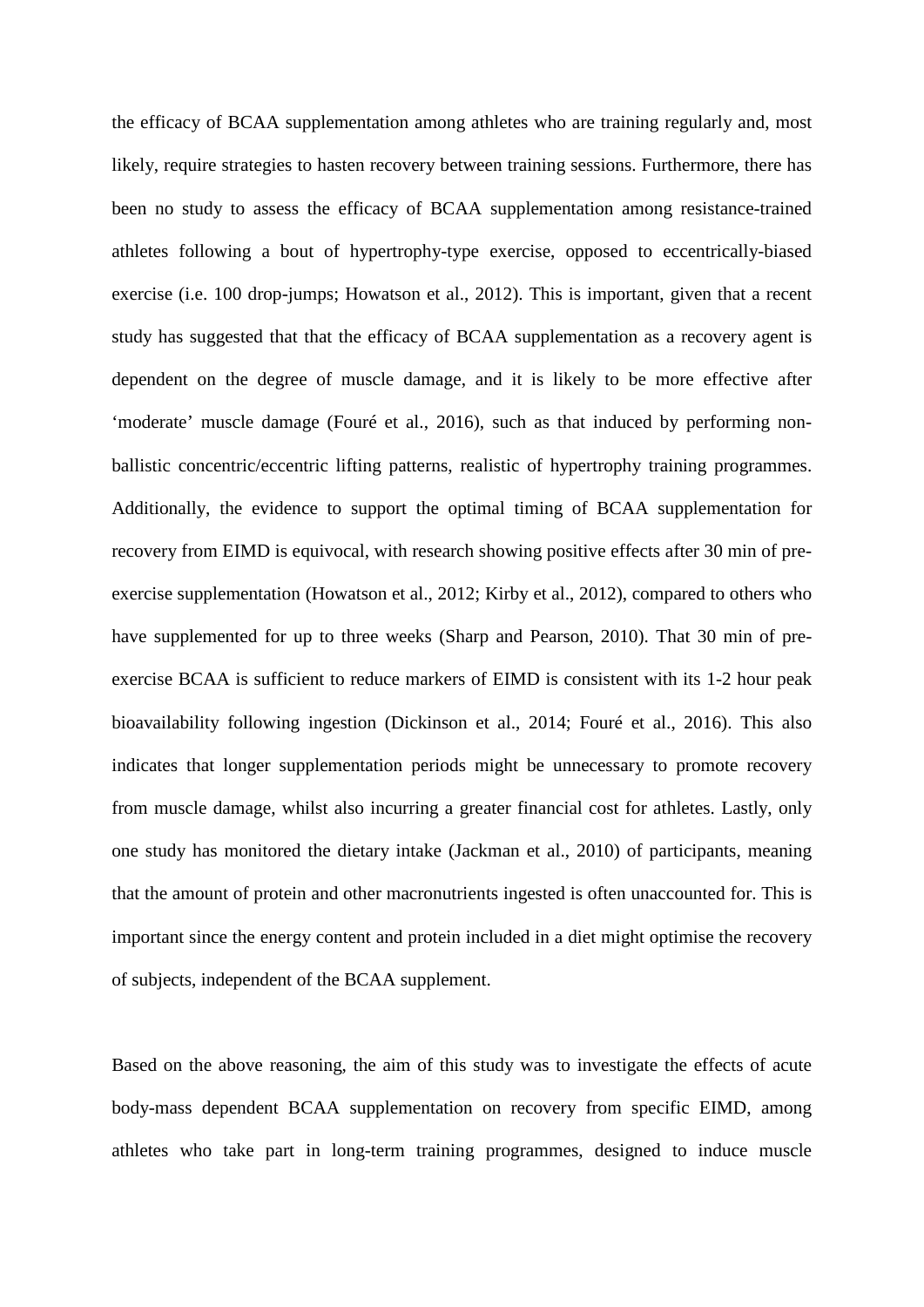the efficacy of BCAA supplementation among athletes who are training regularly and, most likely, require strategies to hasten recovery between training sessions. Furthermore, there has been no study to assess the efficacy of BCAA supplementation among resistance-trained athletes following a bout of hypertrophy-type exercise, opposed to eccentrically-biased exercise (i.e. 100 drop-jumps; Howatson et al., 2012). This is important, given that a recent study has suggested that that the efficacy of BCAA supplementation as a recovery agent is dependent on the degree of muscle damage, and it is likely to be more effective after 'moderate' muscle damage (Fouré et al., 2016), such as that induced by performing non-ballistic concentric/eccentric lifting patterns, realistic of hypertrophy training programmes. Additionally, the evidence to support the optimal timing of BCAA supplementation for recovery from EIMD is equivocal, with research showing positive effects after 30 min of pre-exercise supplementation (Howatson et al., 2012; Kirby et al., 2012), compared to others who have supplemented for up to three weeks (Sharp and Pearson, 2010). That 30 min of pre-exercise BCAA is sufficient to reduce markers of EIMD is consistent with its 1-2 hour peak bioavailability following ingestion (Dickinson et al., 2014; Fouré et al., 2016). This also indicates that longer supplementation periods might be unnecessary to promote recovery from muscle damage, whilst also incurring a greater financial cost for athletes. Lastly, only one study has monitored the dietary intake (Jackman et al., 2010) of participants, meaning that the amount of protein and other macronutrients ingested is often unaccounted for. This is important since the energy content and protein included in a diet might optimise the recovery of subjects, independent of the BCAA supplement.

Based on the above reasoning, the aim of this study was to investigate the effects of acute body-mass dependent BCAA supplementation on recovery from specific EIMD, among athletes who take part in long-term training programmes, designed to induce muscle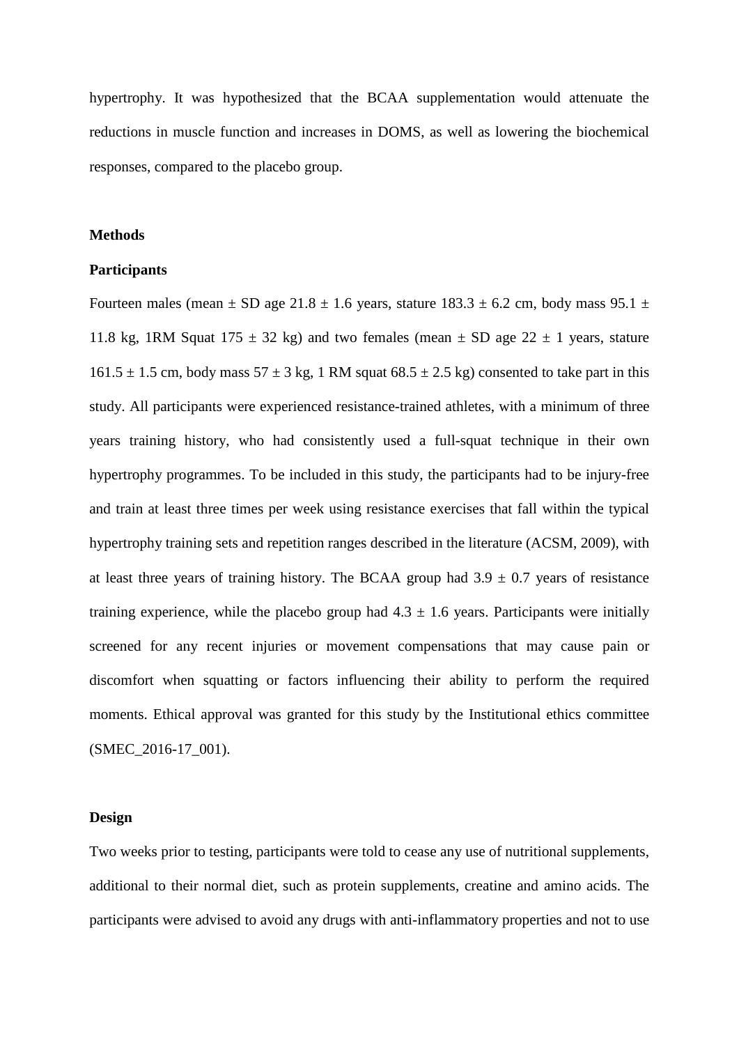hypertrophy. It was hypothesized that the BCAA supplementation would attenuate the reductions in muscle function and increases in DOMS, as well as lowering the biochemical responses, compared to the placebo group.

## Methods

### Participants

Fourteen males (mean ± SD age 21.8 ± 1.6 years, stature 183.3 ± 6.2 cm, body mass 95.1 ± 11.8 kg, 1RM Squat 175 ± 32 kg) and two females (mean ± SD age 22 ± 1 years, stature 161.5 ± 1.5 cm, body mass 57 ± 3 kg, 1 RM squat 68.5 ± 2.5 kg) consented to take part in this study. All participants were experienced resistance-trained athletes, with a minimum of three years training history, who had consistently used a full-squat technique in their own hypertrophy programmes. To be included in this study, the participants had to be injury-free and train at least three times per week using resistance exercises that fall within the typical hypertrophy training sets and repetition ranges described in the literature (ACSM, 2009), with at least three years of training history. The BCAA group had 3.9 ± 0.7 years of resistance training experience, while the placebo group had 4.3 ± 1.6 years. Participants were initially screened for any recent injuries or movement compensations that may cause pain or discomfort when squatting or factors influencing their ability to perform the required moments. Ethical approval was granted for this study by the Institutional ethics committee (SMEC_2016-17_001).

### Design

Two weeks prior to testing, participants were told to cease any use of nutritional supplements, additional to their normal diet, such as protein supplements, creatine and amino acids. The participants were advised to avoid any drugs with anti-inflammatory properties and not to use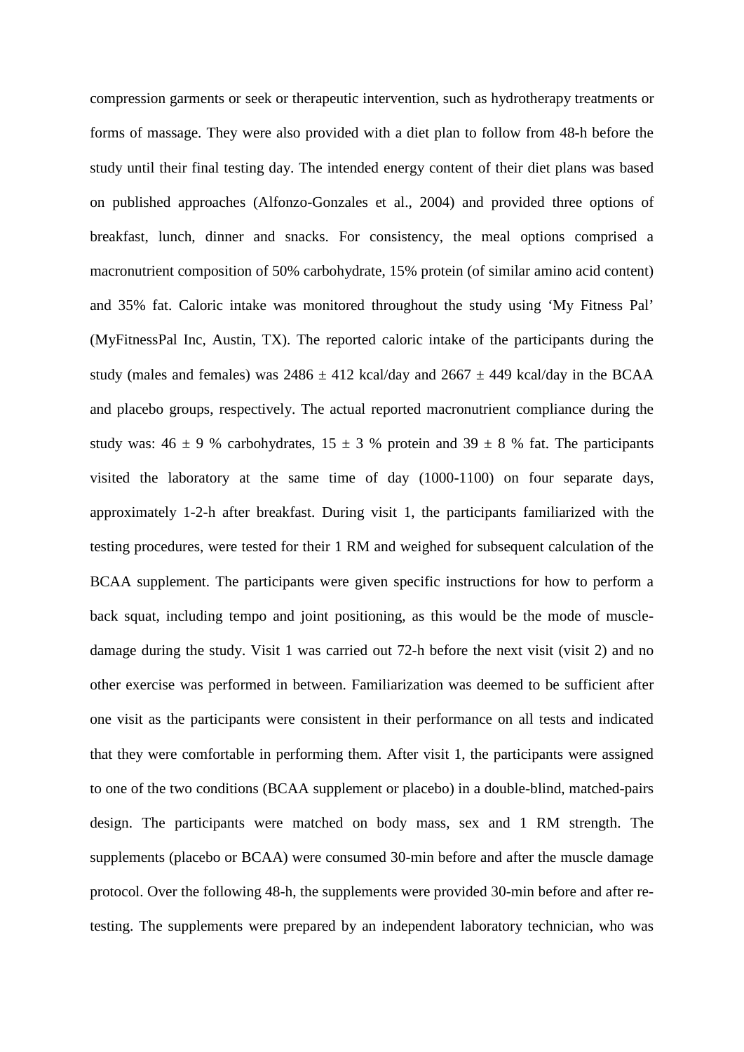compression garments or seek or therapeutic intervention, such as hydrotherapy treatments or forms of massage. They were also provided with a diet plan to follow from 48-h before the study until their final testing day. The intended energy content of their diet plans was based on published approaches (Alfonzo-Gonzales et al., 2004) and provided three options of breakfast, lunch, dinner and snacks. For consistency, the meal options comprised a macronutrient composition of 50% carbohydrate, 15% protein (of similar amino acid content) and 35% fat. Caloric intake was monitored throughout the study using 'My Fitness Pal' (MyFitnessPal Inc, Austin, TX). The reported caloric intake of the participants during the study (males and females) was $2486 \pm 412$ kcal/day and $2667 \pm 449$ kcal/day in the BCAA and placebo groups, respectively. The actual reported macronutrient compliance during the study was: $46 \pm 9$ % carbohydrates, $15 \pm 3$ % protein and $39 \pm 8$ % fat. The participants visited the laboratory at the same time of day (1000-1100) on four separate days, approximately 1-2-h after breakfast. During visit 1, the participants familiarized with the testing procedures, were tested for their 1 RM and weighed for subsequent calculation of the BCAA supplement. The participants were given specific instructions for how to perform a back squat, including tempo and joint positioning, as this would be the mode of muscle-damage during the study. Visit 1 was carried out 72-h before the next visit (visit 2) and no other exercise was performed in between. Familiarization was deemed to be sufficient after one visit as the participants were consistent in their performance on all tests and indicated that they were comfortable in performing them. After visit 1, the participants were assigned to one of the two conditions (BCAA supplement or placebo) in a double-blind, matched-pairs design. The participants were matched on body mass, sex and 1 RM strength. The supplements (placebo or BCAA) were consumed 30-min before and after the muscle damage protocol. Over the following 48-h, the supplements were provided 30-min before and after re-testing. The supplements were prepared by an independent laboratory technician, who was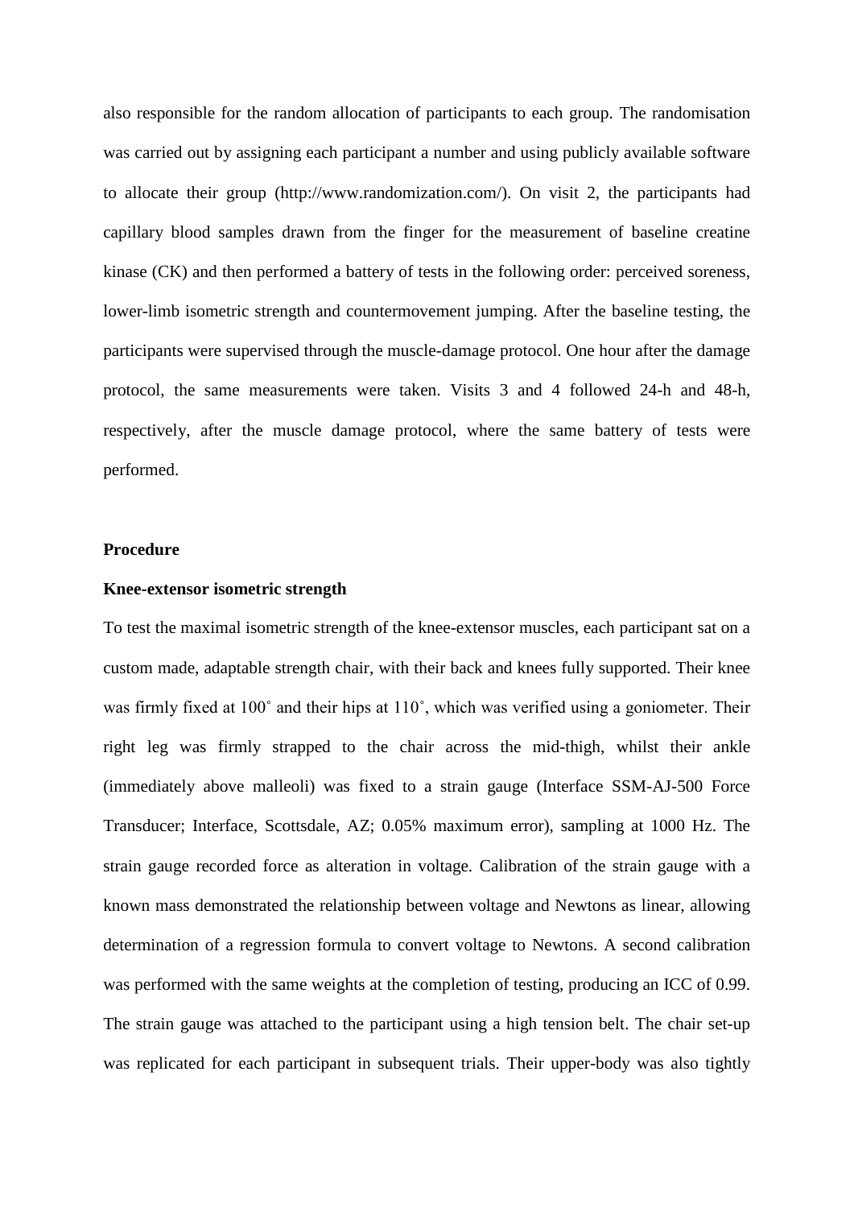also responsible for the random allocation of participants to each group. The randomisation was carried out by assigning each participant a number and using publicly available software to allocate their group (http://www.randomization.com/). On visit 2, the participants had capillary blood samples drawn from the finger for the measurement of baseline creatine kinase (CK) and then performed a battery of tests in the following order: perceived soreness, lower-limb isometric strength and countermovement jumping. After the baseline testing, the participants were supervised through the muscle-damage protocol. One hour after the damage protocol, the same measurements were taken. Visits 3 and 4 followed 24-h and 48-h, respectively, after the muscle damage protocol, where the same battery of tests were performed.

## Procedure

### Knee-extensor isometric strength

To test the maximal isometric strength of the knee-extensor muscles, each participant sat on a custom made, adaptable strength chair, with their back and knees fully supported. Their knee was firmly fixed at 100˚ and their hips at 110˚, which was verified using a goniometer. Their right leg was firmly strapped to the chair across the mid-thigh, whilst their ankle (immediately above malleoli) was fixed to a strain gauge (Interface SSM-AJ-500 Force Transducer; Interface, Scottsdale, AZ; 0.05% maximum error), sampling at 1000 Hz. The strain gauge recorded force as alteration in voltage. Calibration of the strain gauge with a known mass demonstrated the relationship between voltage and Newtons as linear, allowing determination of a regression formula to convert voltage to Newtons. A second calibration was performed with the same weights at the completion of testing, producing an ICC of 0.99. The strain gauge was attached to the participant using a high tension belt. The chair set-up was replicated for each participant in subsequent trials. Their upper-body was also tightly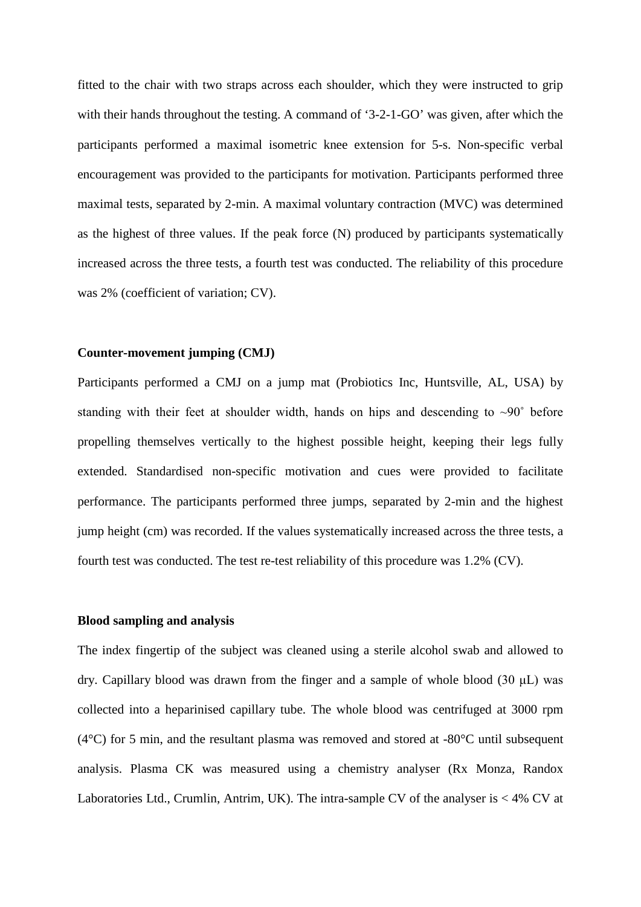fitted to the chair with two straps across each shoulder, which they were instructed to grip with their hands throughout the testing. A command of '3-2-1-GO' was given, after which the participants performed a maximal isometric knee extension for 5-s. Non-specific verbal encouragement was provided to the participants for motivation. Participants performed three maximal tests, separated by 2-min. A maximal voluntary contraction (MVC) was determined as the highest of three values. If the peak force (N) produced by participants systematically increased across the three tests, a fourth test was conducted. The reliability of this procedure was 2% (coefficient of variation; CV).

### Counter-movement jumping (CMJ)

Participants performed a CMJ on a jump mat (Probiotics Inc, Huntsville, AL, USA) by standing with their feet at shoulder width, hands on hips and descending to ~90˚ before propelling themselves vertically to the highest possible height, keeping their legs fully extended. Standardised non-specific motivation and cues were provided to facilitate performance. The participants performed three jumps, separated by 2-min and the highest jump height (cm) was recorded. If the values systematically increased across the three tests, a fourth test was conducted. The test re-test reliability of this procedure was 1.2% (CV).

### Blood sampling and analysis

The index fingertip of the subject was cleaned using a sterile alcohol swab and allowed to dry. Capillary blood was drawn from the finger and a sample of whole blood (30 μL) was collected into a heparinised capillary tube. The whole blood was centrifuged at 3000 rpm (4°C) for 5 min, and the resultant plasma was removed and stored at -80°C until subsequent analysis. Plasma CK was measured using a chemistry analyser (Rx Monza, Randox Laboratories Ltd., Crumlin, Antrim, UK). The intra-sample CV of the analyser is < 4% CV at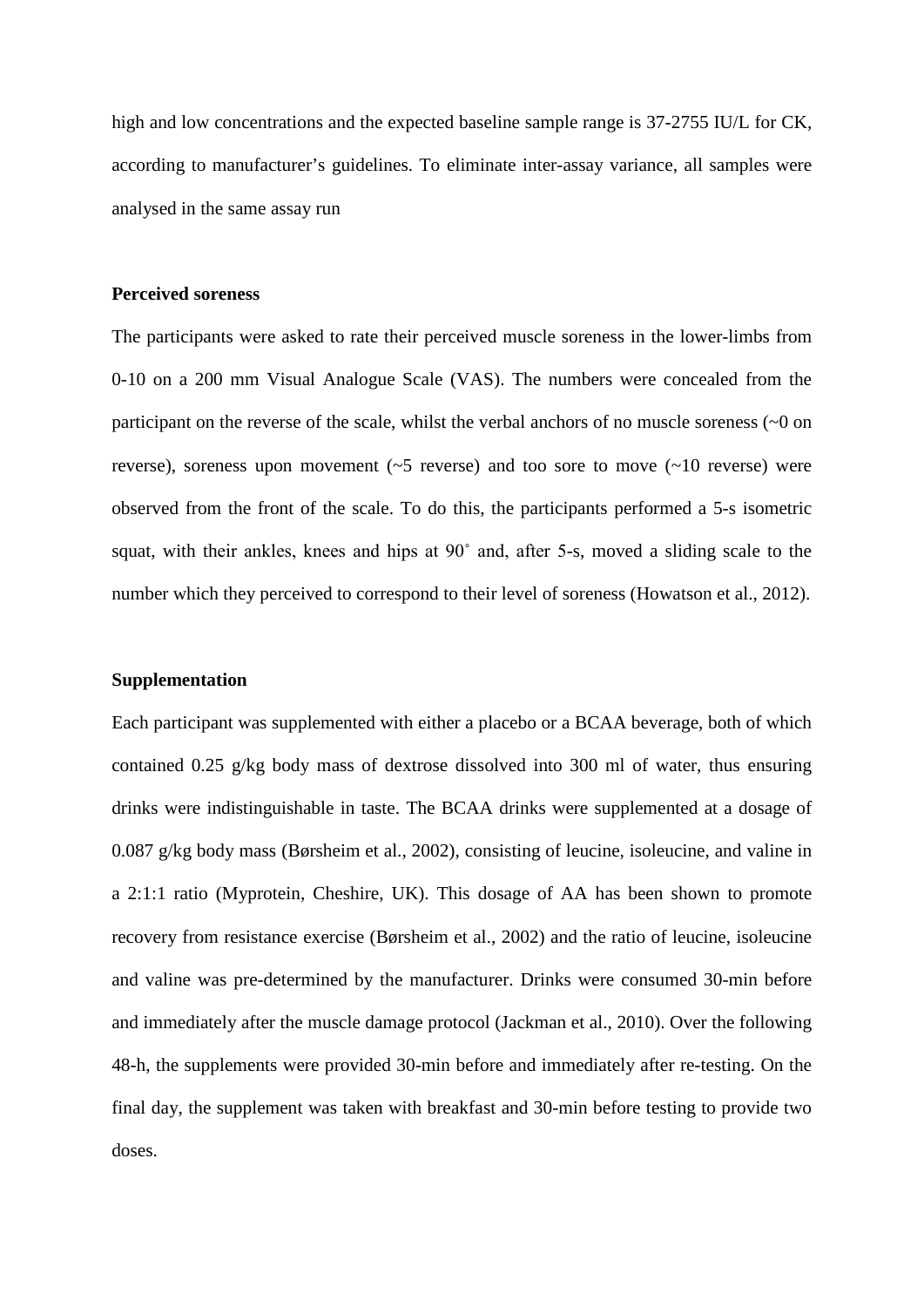high and low concentrations and the expected baseline sample range is 37-2755 IU/L for CK, according to manufacturer's guidelines. To eliminate inter-assay variance, all samples were analysed in the same assay run

**Perceived soreness**

The participants were asked to rate their perceived muscle soreness in the lower-limbs from 0-10 on a 200 mm Visual Analogue Scale (VAS). The numbers were concealed from the participant on the reverse of the scale, whilst the verbal anchors of no muscle soreness (~0 on reverse), soreness upon movement (~5 reverse) and too sore to move (~10 reverse) were observed from the front of the scale. To do this, the participants performed a 5-s isometric squat, with their ankles, knees and hips at 90˚ and, after 5-s, moved a sliding scale to the number which they perceived to correspond to their level of soreness (Howatson et al., 2012).

**Supplementation**

Each participant was supplemented with either a placebo or a BCAA beverage, both of which contained 0.25 g/kg body mass of dextrose dissolved into 300 ml of water, thus ensuring drinks were indistinguishable in taste. The BCAA drinks were supplemented at a dosage of 0.087 g/kg body mass (Børsheim et al., 2002), consisting of leucine, isoleucine, and valine in a 2:1:1 ratio (Myprotein, Cheshire, UK). This dosage of AA has been shown to promote recovery from resistance exercise (Børsheim et al., 2002) and the ratio of leucine, isoleucine and valine was pre-determined by the manufacturer. Drinks were consumed 30-min before and immediately after the muscle damage protocol (Jackman et al., 2010). Over the following 48-h, the supplements were provided 30-min before and immediately after re-testing. On the final day, the supplement was taken with breakfast and 30-min before testing to provide two doses.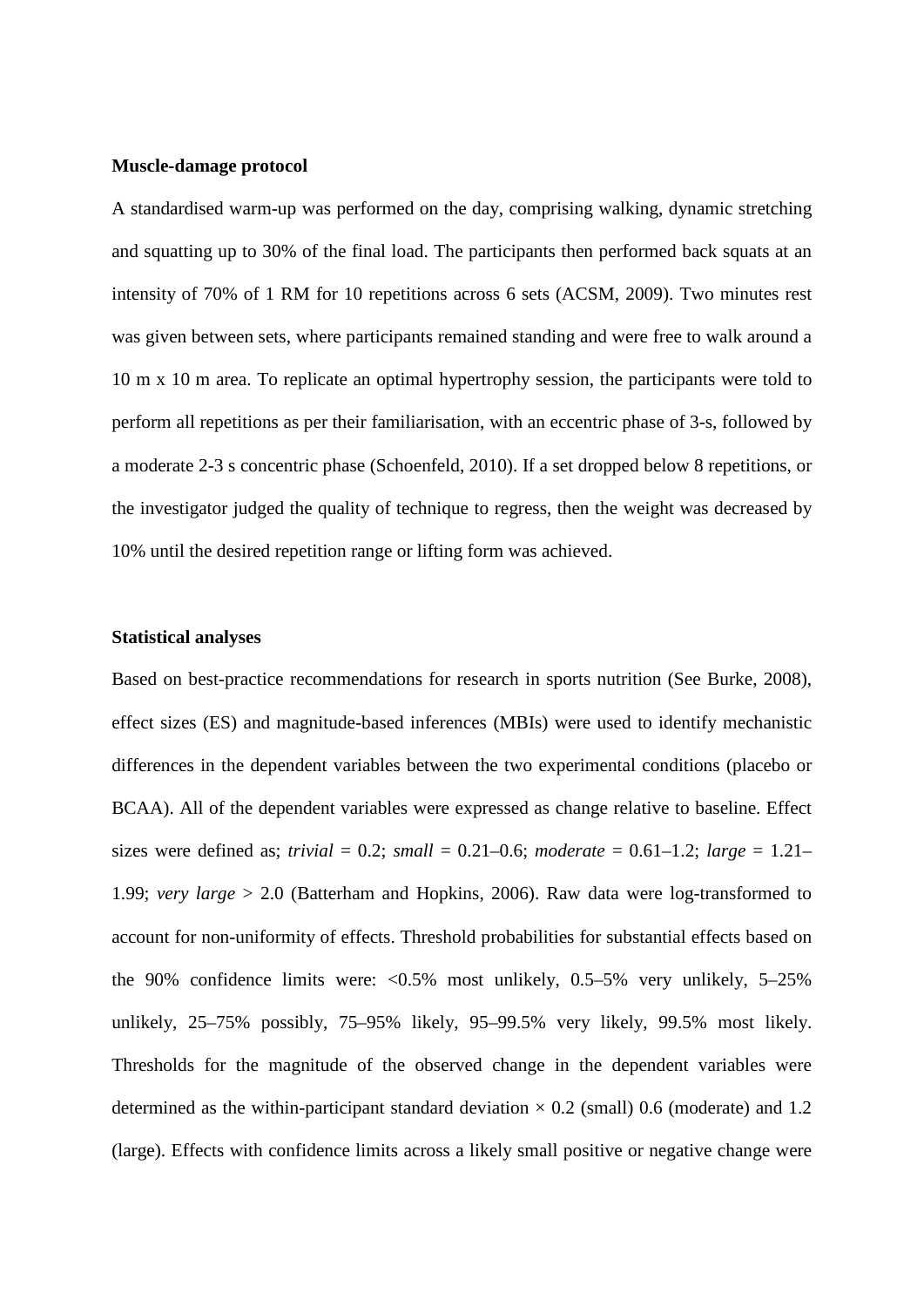**Muscle-damage protocol**

A standardised warm-up was performed on the day, comprising walking, dynamic stretching and squatting up to 30% of the final load. The participants then performed back squats at an intensity of 70% of 1 RM for 10 repetitions across 6 sets (ACSM, 2009). Two minutes rest was given between sets, where participants remained standing and were free to walk around a 10 m x 10 m area. To replicate an optimal hypertrophy session, the participants were told to perform all repetitions as per their familiarisation, with an eccentric phase of 3-s, followed by a moderate 2-3 s concentric phase (Schoenfeld, 2010). If a set dropped below 8 repetitions, or the investigator judged the quality of technique to regress, then the weight was decreased by 10% until the desired repetition range or lifting form was achieved.

**Statistical analyses**

Based on best-practice recommendations for research in sports nutrition (See Burke, 2008), effect sizes (ES) and magnitude-based inferences (MBIs) were used to identify mechanistic differences in the dependent variables between the two experimental conditions (placebo or BCAA). All of the dependent variables were expressed as change relative to baseline. Effect sizes were defined as; *trivial* = 0.2; *small* = 0.21–0.6; *moderate* = 0.61–1.2; *large* = 1.21–1.99; *very large* > 2.0 (Batterham and Hopkins, 2006). Raw data were log-transformed to account for non-uniformity of effects. Threshold probabilities for substantial effects based on the 90% confidence limits were: <0.5% most unlikely, 0.5–5% very unlikely, 5–25% unlikely, 25–75% possibly, 75–95% likely, 95–99.5% very likely, 99.5% most likely. Thresholds for the magnitude of the observed change in the dependent variables were determined as the within-participant standard deviation × 0.2 (small) 0.6 (moderate) and 1.2 (large). Effects with confidence limits across a likely small positive or negative change were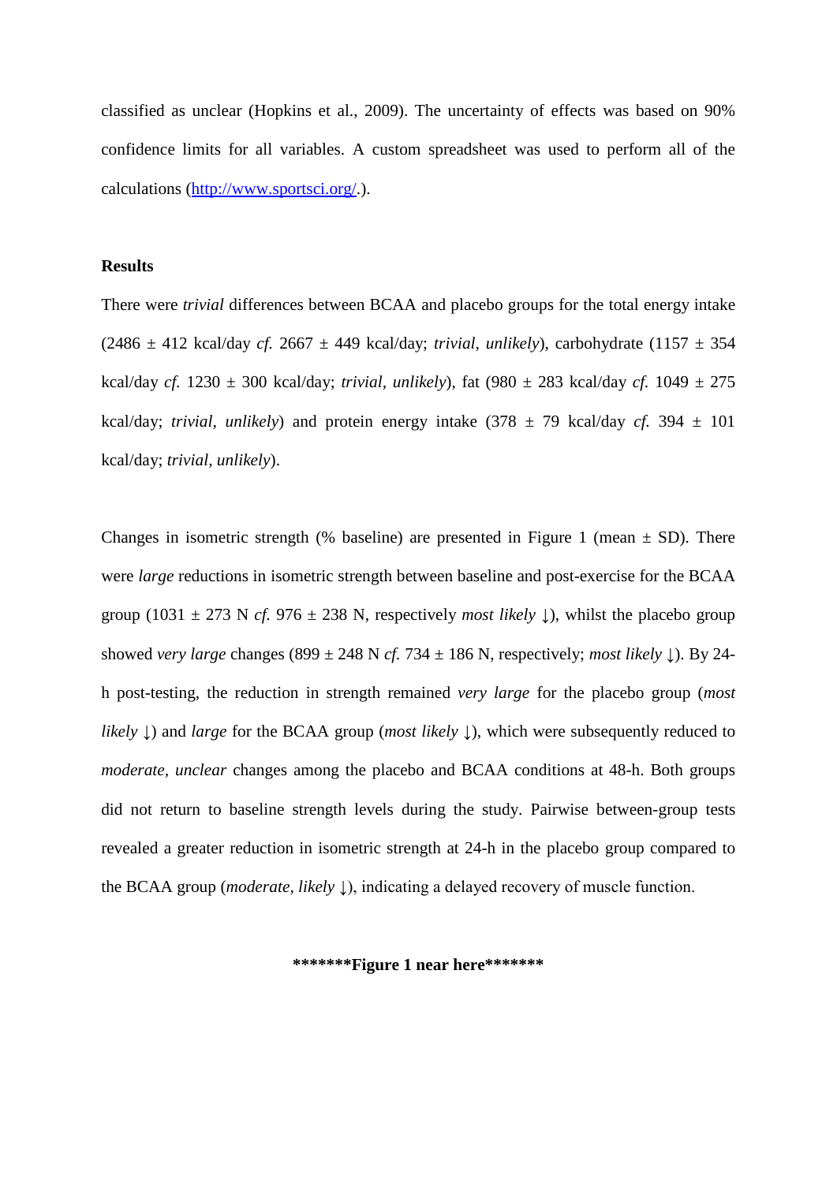classified as unclear (Hopkins et al., 2009). The uncertainty of effects was based on 90% confidence limits for all variables. A custom spreadsheet was used to perform all of the calculations (http://www.sportsci.org/.).

## Results

There were *trivial* differences between BCAA and placebo groups for the total energy intake (2486 ± 412 kcal/day *cf.* 2667 ± 449 kcal/day; *trivial*, *unlikely*), carbohydrate (1157 ± 354 kcal/day *cf.* 1230 ± 300 kcal/day; *trivial*, *unlikely*), fat (980 ± 283 kcal/day *cf.* 1049 ± 275 kcal/day; *trivial*, *unlikely*) and protein energy intake (378 ± 79 kcal/day *cf.* 394 ± 101 kcal/day; *trivial*, *unlikely*).

Changes in isometric strength (% baseline) are presented in Figure 1 (mean ± SD). There were *large* reductions in isometric strength between baseline and post-exercise for the BCAA group (1031 ± 273 N *cf.* 976 ± 238 N, respectively *most likely* ↓), whilst the placebo group showed *very large* changes (899 ± 248 N *cf.* 734 ± 186 N, respectively; *most likely* ↓). By 24-h post-testing, the reduction in strength remained *very large* for the placebo group (*most likely* ↓) and *large* for the BCAA group (*most likely* ↓), which were subsequently reduced to *moderate*, *unclear* changes among the placebo and BCAA conditions at 48-h. Both groups did not return to baseline strength levels during the study. Pairwise between-group tests revealed a greater reduction in isometric strength at 24-h in the placebo group compared to the BCAA group (*moderate*, *likely* ↓), indicating a delayed recovery of muscle function.

**\*\*\*\*\*\*\*Figure 1 near here\*\*\*\*\*\*\***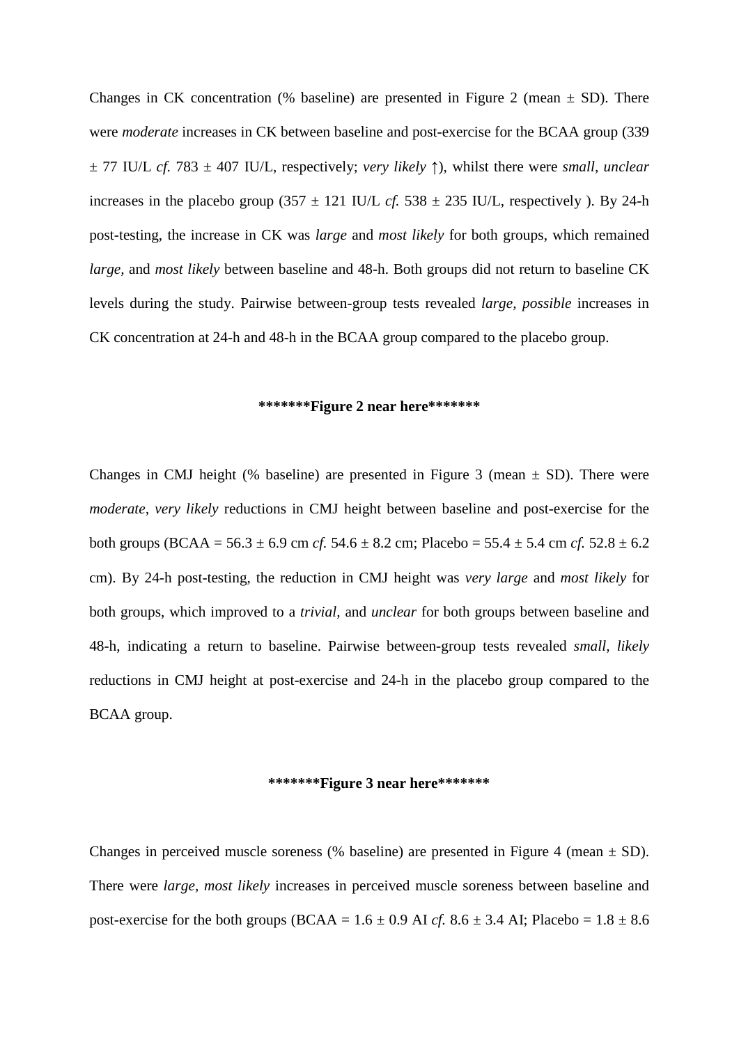Changes in CK concentration (% baseline) are presented in Figure 2 (mean ± SD). There were *moderate* increases in CK between baseline and post-exercise for the BCAA group (339 ± 77 IU/L *cf.* 783 ± 407 IU/L, respectively; *very likely* ↑), whilst there were *small, unclear* increases in the placebo group (357 ± 121 IU/L *cf.* 538 ± 235 IU/L, respectively ). By 24-h post-testing, the increase in CK was *large* and *most likely* for both groups, which remained *large,* and *most likely* between baseline and 48-h. Both groups did not return to baseline CK levels during the study. Pairwise between-group tests revealed *large, possible* increases in CK concentration at 24-h and 48-h in the BCAA group compared to the placebo group.

**\*\*\*\*\*\*\*Figure 2 near here\*\*\*\*\*\*\***

Changes in CMJ height (% baseline) are presented in Figure 3 (mean ± SD). There were *moderate, very likely* reductions in CMJ height between baseline and post-exercise for the both groups (BCAA = 56.3 ± 6.9 cm *cf.* 54.6 ± 8.2 cm; Placebo = 55.4 ± 5.4 cm *cf.* 52.8 ± 6.2 cm). By 24-h post-testing, the reduction in CMJ height was *very large* and *most likely* for both groups, which improved to a *trivial*, and *unclear* for both groups between baseline and 48-h, indicating a return to baseline. Pairwise between-group tests revealed *small, likely* reductions in CMJ height at post-exercise and 24-h in the placebo group compared to the BCAA group.

**\*\*\*\*\*\*\*Figure 3 near here\*\*\*\*\*\*\***

Changes in perceived muscle soreness (% baseline) are presented in Figure 4 (mean ± SD). There were *large, most likely* increases in perceived muscle soreness between baseline and post-exercise for the both groups (BCAA = 1.6 ± 0.9 AI *cf.* 8.6 ± 3.4 AI; Placebo = 1.8 ± 8.6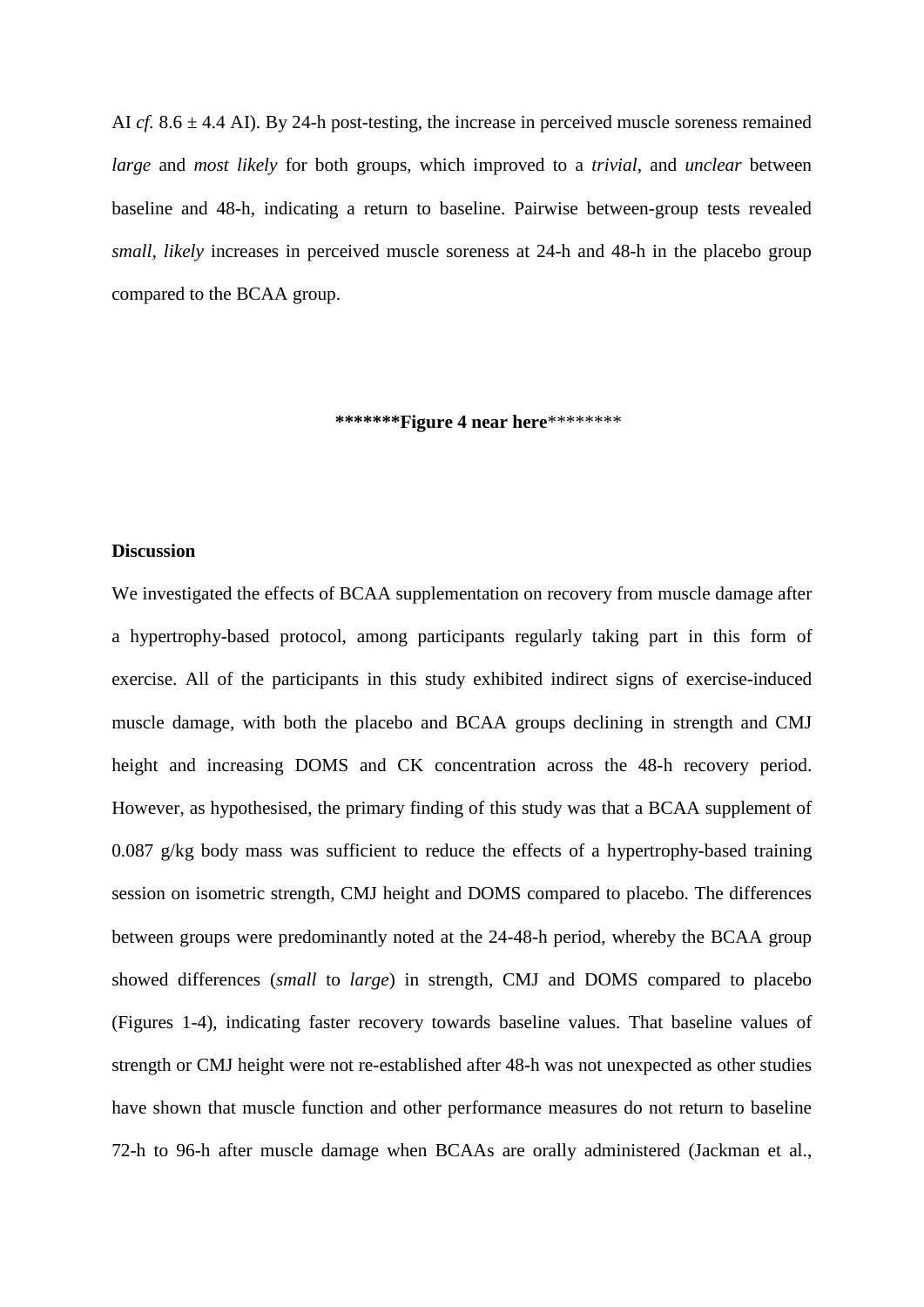AI *cf.* 8.6 ± 4.4 AI). By 24-h post-testing, the increase in perceived muscle soreness remained *large* and *most likely* for both groups, which improved to a *trivial*, and *unclear* between baseline and 48-h, indicating a return to baseline. Pairwise between-group tests revealed *small, likely* increases in perceived muscle soreness at 24-h and 48-h in the placebo group compared to the BCAA group.

**\*\*\*\*\*\*\*Figure 4 near here**\*\*\*\*\*\*\*\*

**Discussion**

We investigated the effects of BCAA supplementation on recovery from muscle damage after a hypertrophy-based protocol, among participants regularly taking part in this form of exercise. All of the participants in this study exhibited indirect signs of exercise-induced muscle damage, with both the placebo and BCAA groups declining in strength and CMJ height and increasing DOMS and CK concentration across the 48-h recovery period. However, as hypothesised, the primary finding of this study was that a BCAA supplement of 0.087 g/kg body mass was sufficient to reduce the effects of a hypertrophy-based training session on isometric strength, CMJ height and DOMS compared to placebo. The differences between groups were predominantly noted at the 24-48-h period, whereby the BCAA group showed differences (*small* to *large*) in strength, CMJ and DOMS compared to placebo (Figures 1-4), indicating faster recovery towards baseline values. That baseline values of strength or CMJ height were not re-established after 48-h was not unexpected as other studies have shown that muscle function and other performance measures do not return to baseline 72-h to 96-h after muscle damage when BCAAs are orally administered (Jackman et al.,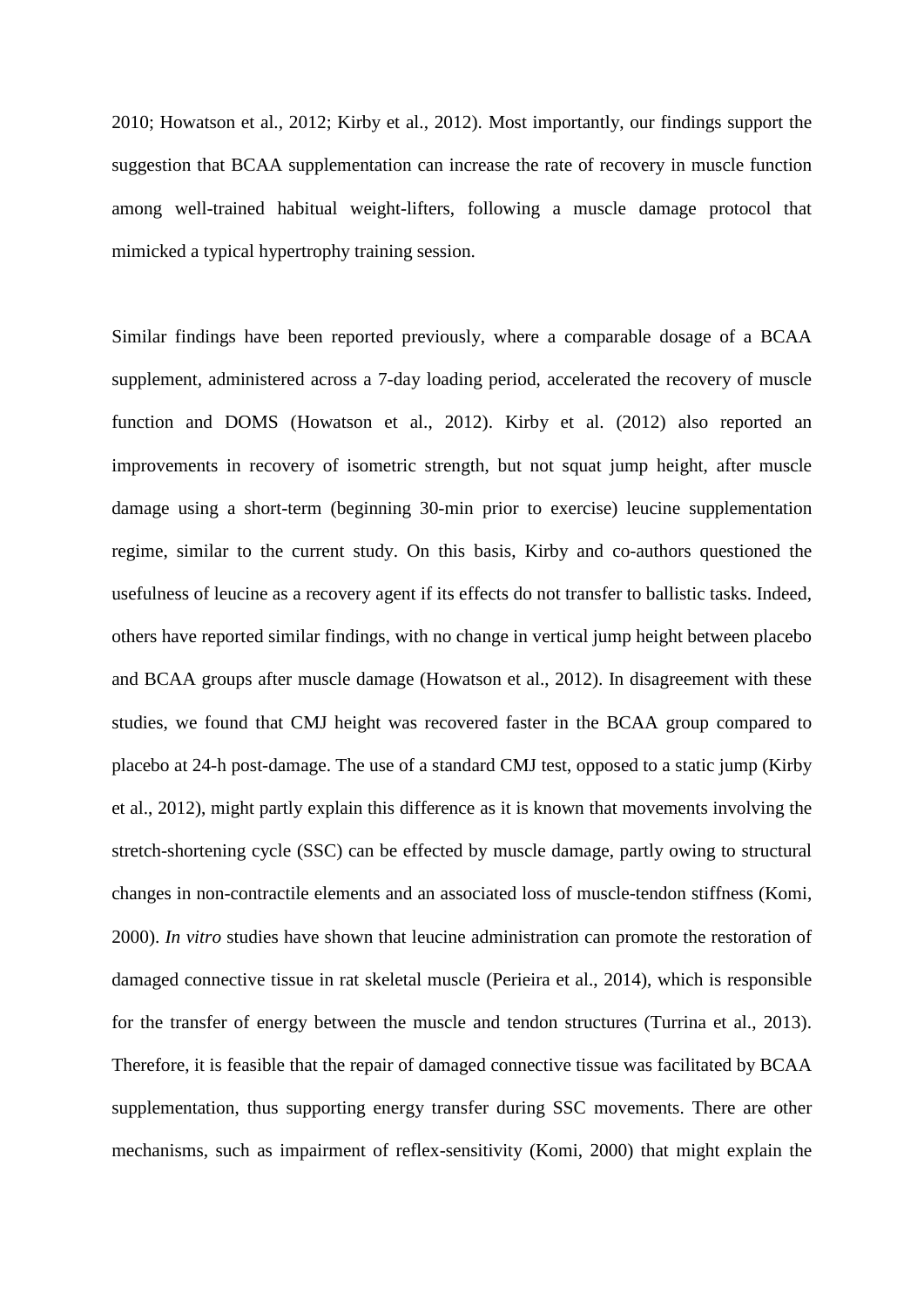2010; Howatson et al., 2012; Kirby et al., 2012). Most importantly, our findings support the suggestion that BCAA supplementation can increase the rate of recovery in muscle function among well-trained habitual weight-lifters, following a muscle damage protocol that mimicked a typical hypertrophy training session.

Similar findings have been reported previously, where a comparable dosage of a BCAA supplement, administered across a 7-day loading period, accelerated the recovery of muscle function and DOMS (Howatson et al., 2012). Kirby et al. (2012) also reported an improvements in recovery of isometric strength, but not squat jump height, after muscle damage using a short-term (beginning 30-min prior to exercise) leucine supplementation regime, similar to the current study. On this basis, Kirby and co-authors questioned the usefulness of leucine as a recovery agent if its effects do not transfer to ballistic tasks. Indeed, others have reported similar findings, with no change in vertical jump height between placebo and BCAA groups after muscle damage (Howatson et al., 2012). In disagreement with these studies, we found that CMJ height was recovered faster in the BCAA group compared to placebo at 24-h post-damage. The use of a standard CMJ test, opposed to a static jump (Kirby et al., 2012), might partly explain this difference as it is known that movements involving the stretch-shortening cycle (SSC) can be effected by muscle damage, partly owing to structural changes in non-contractile elements and an associated loss of muscle-tendon stiffness (Komi, 2000). *In vitro* studies have shown that leucine administration can promote the restoration of damaged connective tissue in rat skeletal muscle (Perieira et al., 2014), which is responsible for the transfer of energy between the muscle and tendon structures (Turrina et al., 2013). Therefore, it is feasible that the repair of damaged connective tissue was facilitated by BCAA supplementation, thus supporting energy transfer during SSC movements. There are other mechanisms, such as impairment of reflex-sensitivity (Komi, 2000) that might explain the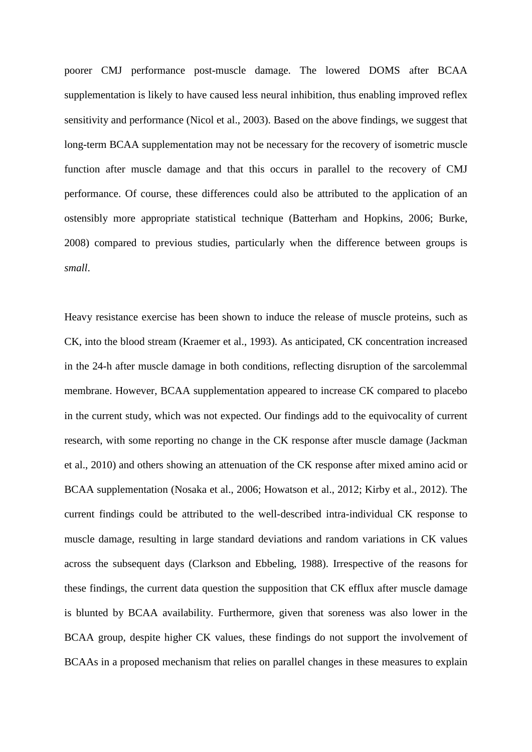poorer CMJ performance post-muscle damage. The lowered DOMS after BCAA supplementation is likely to have caused less neural inhibition, thus enabling improved reflex sensitivity and performance (Nicol et al., 2003). Based on the above findings, we suggest that long-term BCAA supplementation may not be necessary for the recovery of isometric muscle function after muscle damage and that this occurs in parallel to the recovery of CMJ performance. Of course, these differences could also be attributed to the application of an ostensibly more appropriate statistical technique (Batterham and Hopkins, 2006; Burke, 2008) compared to previous studies, particularly when the difference between groups is *small*.

Heavy resistance exercise has been shown to induce the release of muscle proteins, such as CK, into the blood stream (Kraemer et al., 1993). As anticipated, CK concentration increased in the 24-h after muscle damage in both conditions, reflecting disruption of the sarcolemmal membrane. However, BCAA supplementation appeared to increase CK compared to placebo in the current study, which was not expected. Our findings add to the equivocality of current research, with some reporting no change in the CK response after muscle damage (Jackman et al., 2010) and others showing an attenuation of the CK response after mixed amino acid or BCAA supplementation (Nosaka et al., 2006; Howatson et al., 2012; Kirby et al., 2012). The current findings could be attributed to the well-described intra-individual CK response to muscle damage, resulting in large standard deviations and random variations in CK values across the subsequent days (Clarkson and Ebbeling, 1988). Irrespective of the reasons for these findings, the current data question the supposition that CK efflux after muscle damage is blunted by BCAA availability. Furthermore, given that soreness was also lower in the BCAA group, despite higher CK values, these findings do not support the involvement of BCAAs in a proposed mechanism that relies on parallel changes in these measures to explain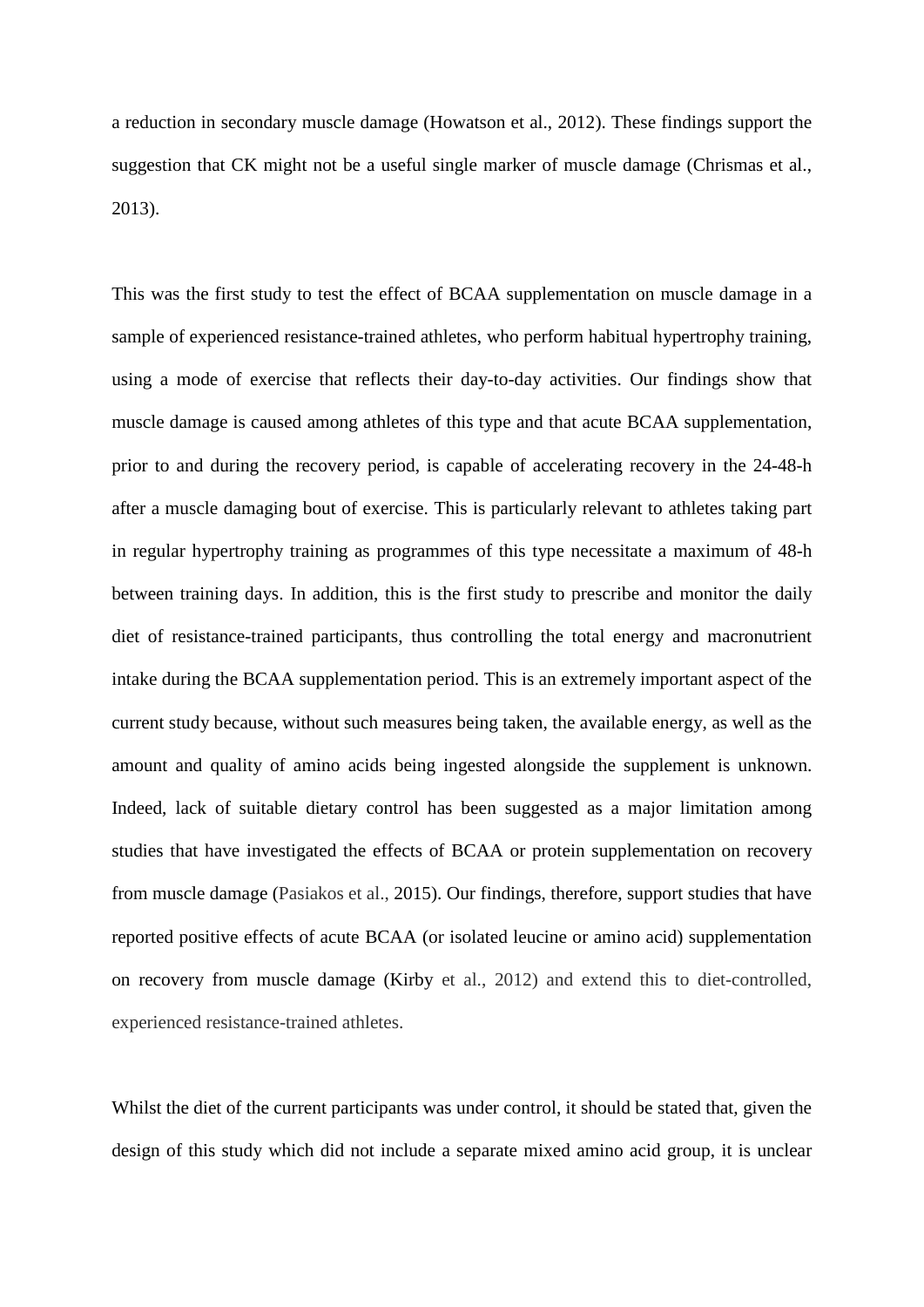a reduction in secondary muscle damage (Howatson et al., 2012). These findings support the suggestion that CK might not be a useful single marker of muscle damage (Chrismas et al., 2013).

This was the first study to test the effect of BCAA supplementation on muscle damage in a sample of experienced resistance-trained athletes, who perform habitual hypertrophy training, using a mode of exercise that reflects their day-to-day activities. Our findings show that muscle damage is caused among athletes of this type and that acute BCAA supplementation, prior to and during the recovery period, is capable of accelerating recovery in the 24-48-h after a muscle damaging bout of exercise. This is particularly relevant to athletes taking part in regular hypertrophy training as programmes of this type necessitate a maximum of 48-h between training days. In addition, this is the first study to prescribe and monitor the daily diet of resistance-trained participants, thus controlling the total energy and macronutrient intake during the BCAA supplementation period. This is an extremely important aspect of the current study because, without such measures being taken, the available energy, as well as the amount and quality of amino acids being ingested alongside the supplement is unknown. Indeed, lack of suitable dietary control has been suggested as a major limitation among studies that have investigated the effects of BCAA or protein supplementation on recovery from muscle damage (Pasiakos et al., 2015). Our findings, therefore, support studies that have reported positive effects of acute BCAA (or isolated leucine or amino acid) supplementation on recovery from muscle damage (Kirby et al., 2012) and extend this to diet-controlled, experienced resistance-trained athletes.

Whilst the diet of the current participants was under control, it should be stated that, given the design of this study which did not include a separate mixed amino acid group, it is unclear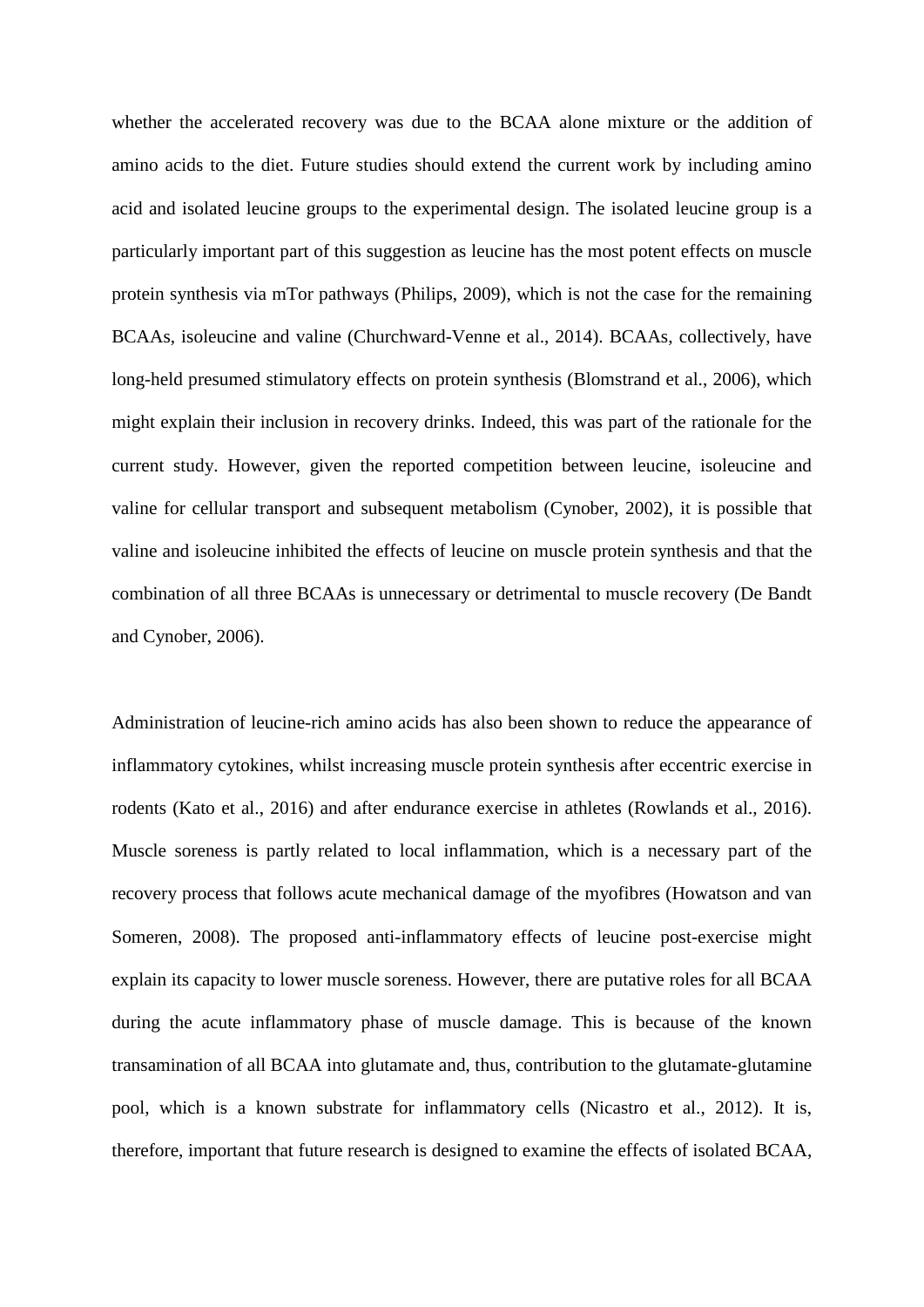whether the accelerated recovery was due to the BCAA alone mixture or the addition of amino acids to the diet. Future studies should extend the current work by including amino acid and isolated leucine groups to the experimental design. The isolated leucine group is a particularly important part of this suggestion as leucine has the most potent effects on muscle protein synthesis via mTor pathways (Philips, 2009), which is not the case for the remaining BCAAs, isoleucine and valine (Churchward-Venne et al., 2014). BCAAs, collectively, have long-held presumed stimulatory effects on protein synthesis (Blomstrand et al., 2006), which might explain their inclusion in recovery drinks. Indeed, this was part of the rationale for the current study. However, given the reported competition between leucine, isoleucine and valine for cellular transport and subsequent metabolism (Cynober, 2002), it is possible that valine and isoleucine inhibited the effects of leucine on muscle protein synthesis and that the combination of all three BCAAs is unnecessary or detrimental to muscle recovery (De Bandt and Cynober, 2006).

Administration of leucine-rich amino acids has also been shown to reduce the appearance of inflammatory cytokines, whilst increasing muscle protein synthesis after eccentric exercise in rodents (Kato et al., 2016) and after endurance exercise in athletes (Rowlands et al., 2016). Muscle soreness is partly related to local inflammation, which is a necessary part of the recovery process that follows acute mechanical damage of the myofibres (Howatson and van Someren, 2008). The proposed anti-inflammatory effects of leucine post-exercise might explain its capacity to lower muscle soreness. However, there are putative roles for all BCAA during the acute inflammatory phase of muscle damage. This is because of the known transamination of all BCAA into glutamate and, thus, contribution to the glutamate-glutamine pool, which is a known substrate for inflammatory cells (Nicastro et al., 2012). It is, therefore, important that future research is designed to examine the effects of isolated BCAA,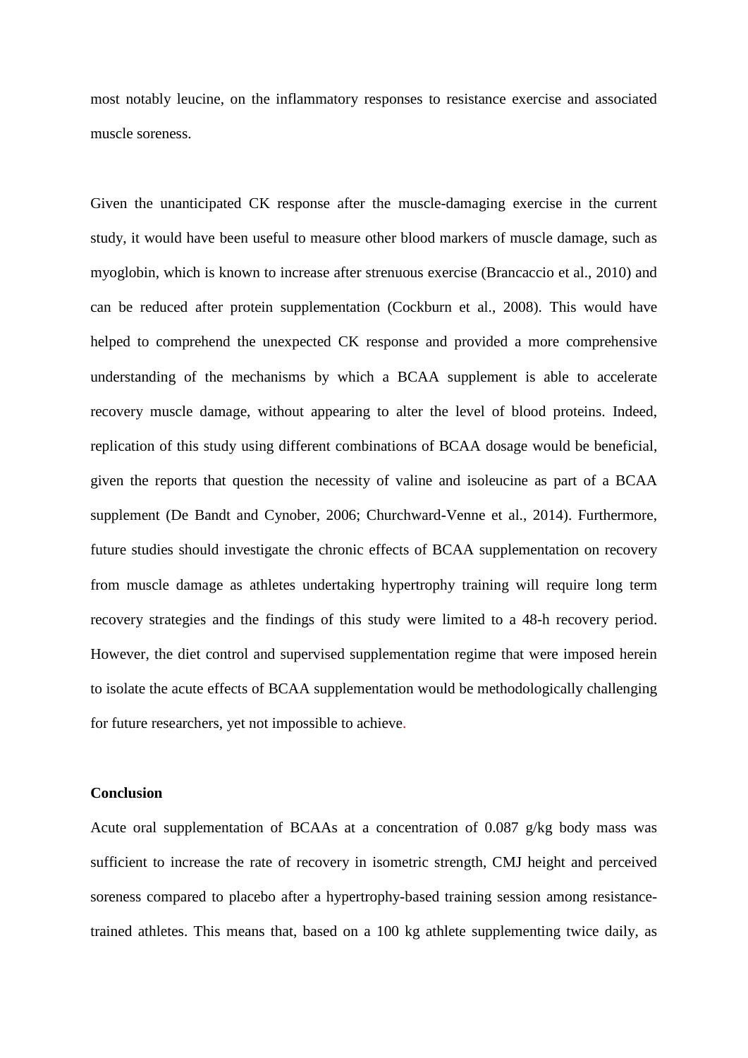most notably leucine, on the inflammatory responses to resistance exercise and associated muscle soreness.

Given the unanticipated CK response after the muscle-damaging exercise in the current study, it would have been useful to measure other blood markers of muscle damage, such as myoglobin, which is known to increase after strenuous exercise (Brancaccio et al., 2010) and can be reduced after protein supplementation (Cockburn et al., 2008). This would have helped to comprehend the unexpected CK response and provided a more comprehensive understanding of the mechanisms by which a BCAA supplement is able to accelerate recovery muscle damage, without appearing to alter the level of blood proteins. Indeed, replication of this study using different combinations of BCAA dosage would be beneficial, given the reports that question the necessity of valine and isoleucine as part of a BCAA supplement (De Bandt and Cynober, 2006; Churchward-Venne et al., 2014). Furthermore, future studies should investigate the chronic effects of BCAA supplementation on recovery from muscle damage as athletes undertaking hypertrophy training will require long term recovery strategies and the findings of this study were limited to a 48-h recovery period. However, the diet control and supervised supplementation regime that were imposed herein to isolate the acute effects of BCAA supplementation would be methodologically challenging for future researchers, yet not impossible to achieve.

**Conclusion**

Acute oral supplementation of BCAAs at a concentration of 0.087 g/kg body mass was sufficient to increase the rate of recovery in isometric strength, CMJ height and perceived soreness compared to placebo after a hypertrophy-based training session among resistance-trained athletes. This means that, based on a 100 kg athlete supplementing twice daily, as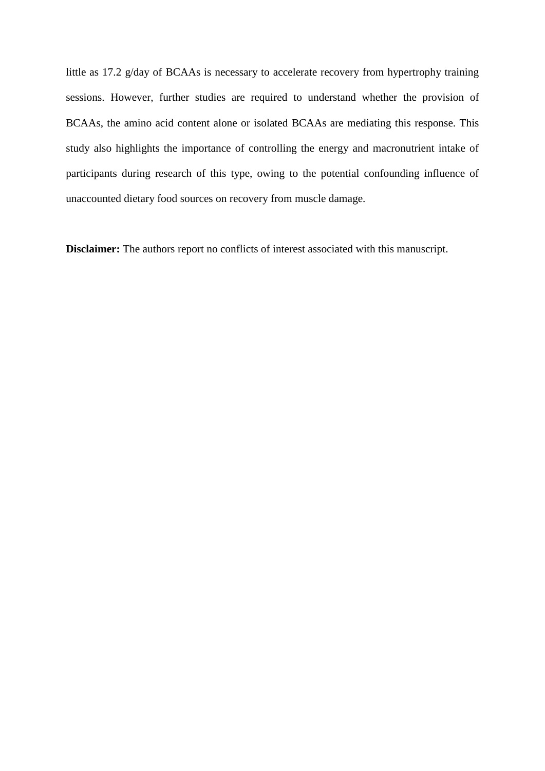little as 17.2 g/day of BCAAs is necessary to accelerate recovery from hypertrophy training sessions. However, further studies are required to understand whether the provision of BCAAs, the amino acid content alone or isolated BCAAs are mediating this response. This study also highlights the importance of controlling the energy and macronutrient intake of participants during research of this type, owing to the potential confounding influence of unaccounted dietary food sources on recovery from muscle damage.

**Disclaimer:** The authors report no conflicts of interest associated with this manuscript.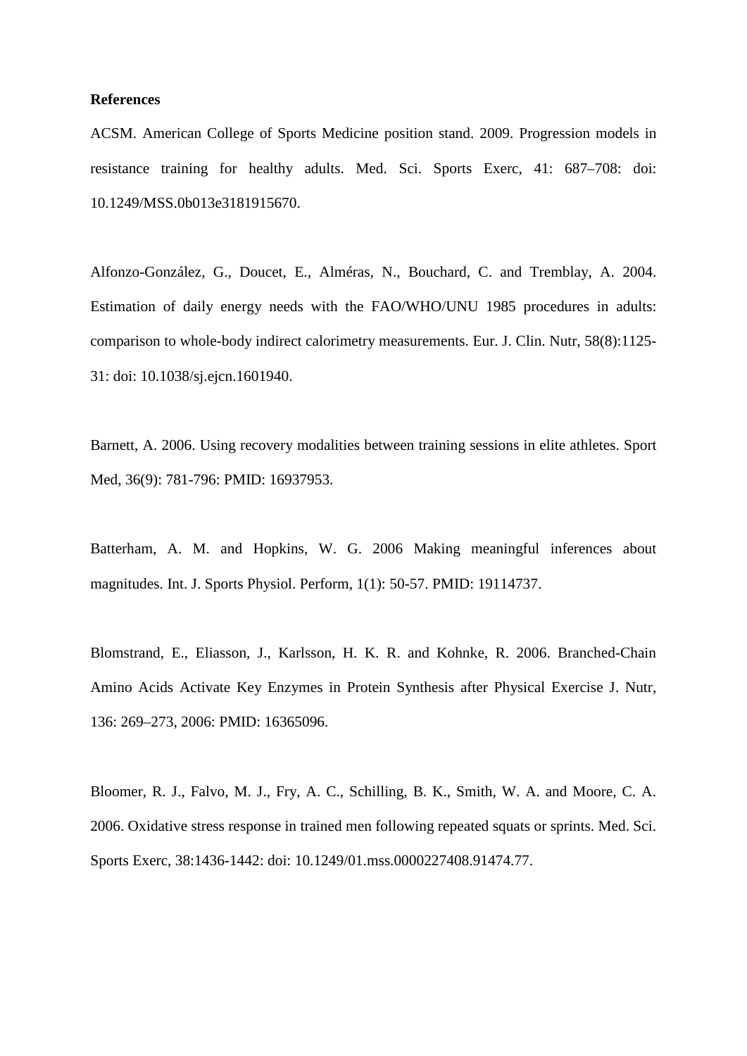**References**

ACSM. American College of Sports Medicine position stand. 2009. Progression models in resistance training for healthy adults. Med. Sci. Sports Exerc, 41: 687–708: doi: 10.1249/MSS.0b013e3181915670.

Alfonzo-González, G., Doucet, E., Alméras, N., Bouchard, C. and Tremblay, A. 2004. Estimation of daily energy needs with the FAO/WHO/UNU 1985 procedures in adults: comparison to whole-body indirect calorimetry measurements. Eur. J. Clin. Nutr, 58(8):1125-31: doi: 10.1038/sj.ejcn.1601940.

Barnett, A. 2006. Using recovery modalities between training sessions in elite athletes. Sport Med, 36(9): 781-796: PMID: 16937953.

Batterham, A. M. and Hopkins, W. G. 2006 Making meaningful inferences about magnitudes. Int. J. Sports Physiol. Perform, 1(1): 50-57. PMID: 19114737.

Blomstrand, E., Eliasson, J., Karlsson, H. K. R. and Kohnke, R. 2006. Branched-Chain Amino Acids Activate Key Enzymes in Protein Synthesis after Physical Exercise J. Nutr, 136: 269–273, 2006: PMID: 16365096.

Bloomer, R. J., Falvo, M. J., Fry, A. C., Schilling, B. K., Smith, W. A. and Moore, C. A. 2006. Oxidative stress response in trained men following repeated squats or sprints. Med. Sci. Sports Exerc, 38:1436-1442: doi: 10.1249/01.mss.0000227408.91474.77.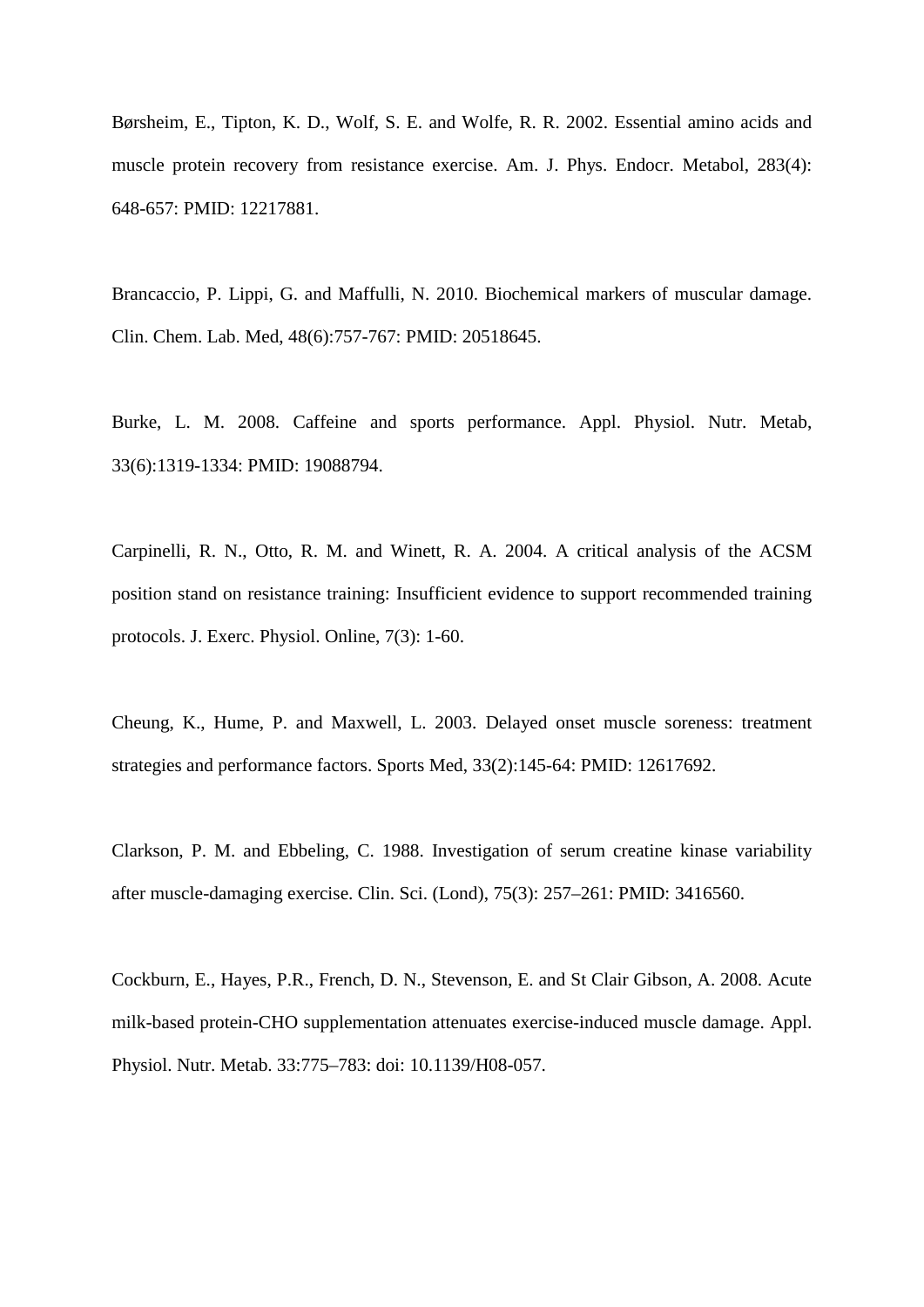Børsheim, E., Tipton, K. D., Wolf, S. E. and Wolfe, R. R. 2002. Essential amino acids and muscle protein recovery from resistance exercise. Am. J. Phys. Endocr. Metabol, 283(4): 648-657: PMID: 12217881.

Brancaccio, P. Lippi, G. and Maffulli, N. 2010. Biochemical markers of muscular damage. Clin. Chem. Lab. Med, 48(6):757-767: PMID: 20518645.

Burke, L. M. 2008. Caffeine and sports performance. Appl. Physiol. Nutr. Metab, 33(6):1319-1334: PMID: 19088794.

Carpinelli, R. N., Otto, R. M. and Winett, R. A. 2004. A critical analysis of the ACSM position stand on resistance training: Insufficient evidence to support recommended training protocols. J. Exerc. Physiol. Online, 7(3): 1-60.

Cheung, K., Hume, P. and Maxwell, L. 2003. Delayed onset muscle soreness: treatment strategies and performance factors. Sports Med, 33(2):145-64: PMID: 12617692.

Clarkson, P. M. and Ebbeling, C. 1988. Investigation of serum creatine kinase variability after muscle-damaging exercise. Clin. Sci. (Lond), 75(3): 257–261: PMID: 3416560.

Cockburn, E., Hayes, P.R., French, D. N., Stevenson, E. and St Clair Gibson, A. 2008. Acute milk-based protein-CHO supplementation attenuates exercise-induced muscle damage. Appl. Physiol. Nutr. Metab. 33:775–783: doi: 10.1139/H08-057.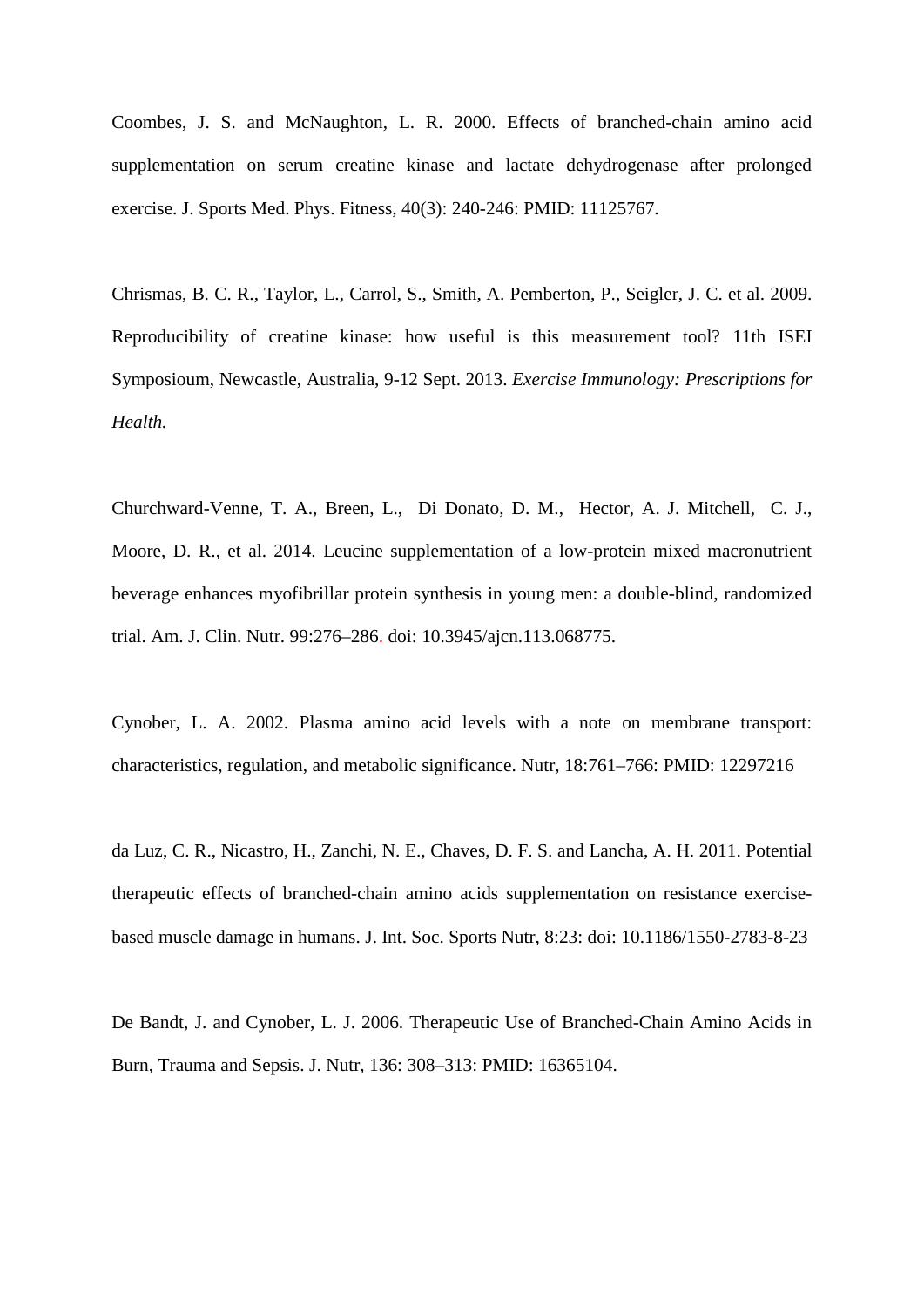Coombes, J. S. and McNaughton, L. R. 2000. Effects of branched-chain amino acid supplementation on serum creatine kinase and lactate dehydrogenase after prolonged exercise. J. Sports Med. Phys. Fitness, 40(3): 240-246: PMID: 11125767.

Chrismas, B. C. R., Taylor, L., Carrol, S., Smith, A. Pemberton, P., Seigler, J. C. et al. 2009. Reproducibility of creatine kinase: how useful is this measurement tool? 11th ISEI Sympsioum, Newcastle, Australia, 9-12 Sept. 2013. *Exercise Immunology: Prescriptions for Health.*

Churchward-Venne, T. A., Breen, L., Di Donato, D. M., Hector, A. J. Mitchell, C. J., Moore, D. R., et al. 2014. Leucine supplementation of a low-protein mixed macronutrient beverage enhances myofibrillar protein synthesis in young men: a double-blind, randomized trial. Am. J. Clin. Nutr. 99:276–286. doi: 10.3945/ajcn.113.068775.

Cynober, L. A. 2002. Plasma amino acid levels with a note on membrane transport: characteristics, regulation, and metabolic significance. Nutr, 18:761–766: PMID: 12297216

da Luz, C. R., Nicastro, H., Zanchi, N. E., Chaves, D. F. S. and Lancha, A. H. 2011. Potential therapeutic effects of branched-chain amino acids supplementation on resistance exercise-based muscle damage in humans. J. Int. Soc. Sports Nutr, 8:23: doi: 10.1186/1550-2783-8-23

De Bandt, J. and Cynober, L. J. 2006. Therapeutic Use of Branched-Chain Amino Acids in Burn, Trauma and Sepsis. J. Nutr, 136: 308–313: PMID: 16365104.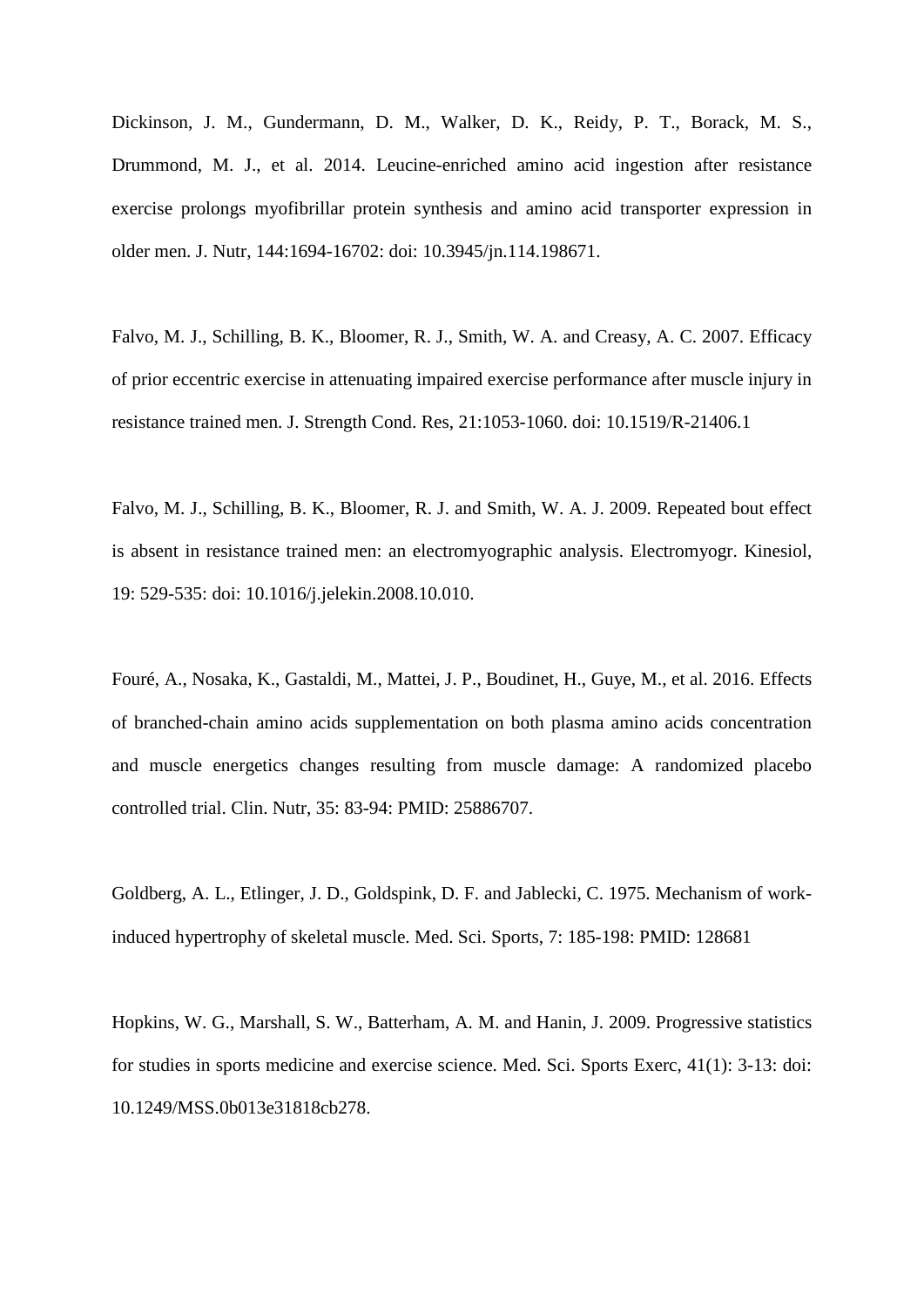Dickinson, J. M., Gundermann, D. M., Walker, D. K., Reidy, P. T., Borack, M. S., Drummond, M. J., et al. 2014. Leucine-enriched amino acid ingestion after resistance exercise prolongs myofibrillar protein synthesis and amino acid transporter expression in older men. J. Nutr, 144:1694-16702: doi: 10.3945/jn.114.198671.

Falvo, M. J., Schilling, B. K., Bloomer, R. J., Smith, W. A. and Creasy, A. C. 2007. Efficacy of prior eccentric exercise in attenuating impaired exercise performance after muscle injury in resistance trained men. J. Strength Cond. Res, 21:1053-1060. doi: 10.1519/R-21406.1

Falvo, M. J., Schilling, B. K., Bloomer, R. J. and Smith, W. A. J. 2009. Repeated bout effect is absent in resistance trained men: an electromyographic analysis. Electromyogr. Kinesiol, 19: 529-535: doi: 10.1016/j.jelekin.2008.10.010.

Fouré, A., Nosaka, K., Gastaldi, M., Mattei, J. P., Boudinet, H., Guye, M., et al. 2016. Effects of branched-chain amino acids supplementation on both plasma amino acids concentration and muscle energetics changes resulting from muscle damage: A randomized placebo controlled trial. Clin. Nutr, 35: 83-94: PMID: 25886707.

Goldberg, A. L., Etlinger, J. D., Goldspink, D. F. and Jablecki, C. 1975. Mechanism of work-induced hypertrophy of skeletal muscle. Med. Sci. Sports, 7: 185-198: PMID: 128681

Hopkins, W. G., Marshall, S. W., Batterham, A. M. and Hanin, J. 2009. Progressive statistics for studies in sports medicine and exercise science. Med. Sci. Sports Exerc, 41(1): 3-13: doi: 10.1249/MSS.0b013e31818cb278.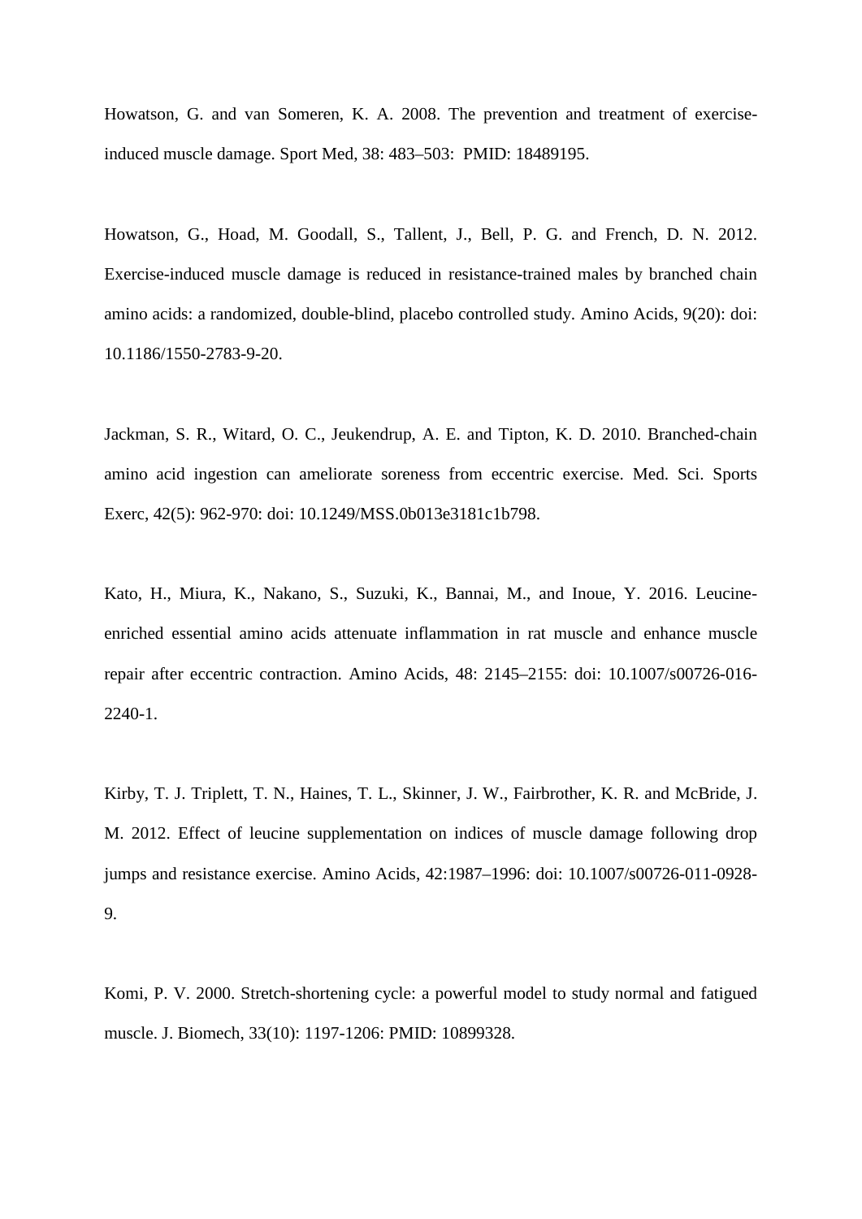Howatson, G. and van Someren, K. A. 2008. The prevention and treatment of exercise-induced muscle damage. Sport Med, 38: 483–503: PMID: 18489195.

Howatson, G., Hoad, M. Goodall, S., Tallent, J., Bell, P. G. and French, D. N. 2012. Exercise-induced muscle damage is reduced in resistance-trained males by branched chain amino acids: a randomized, double-blind, placebo controlled study. Amino Acids, 9(20): doi: 10.1186/1550-2783-9-20.

Jackman, S. R., Witard, O. C., Jeukendrup, A. E. and Tipton, K. D. 2010. Branched-chain amino acid ingestion can ameliorate soreness from eccentric exercise. Med. Sci. Sports Exerc, 42(5): 962-970: doi: 10.1249/MSS.0b013e3181c1b798.

Kato, H., Miura, K., Nakano, S., Suzuki, K., Bannai, M., and Inoue, Y. 2016. Leucine-enriched essential amino acids attenuate inflammation in rat muscle and enhance muscle repair after eccentric contraction. Amino Acids, 48: 2145–2155: doi: 10.1007/s00726-016-2240-1.

Kirby, T. J. Triplett, T. N., Haines, T. L., Skinner, J. W., Fairbrother, K. R. and McBride, J. M. 2012. Effect of leucine supplementation on indices of muscle damage following drop jumps and resistance exercise. Amino Acids, 42:1987–1996: doi: 10.1007/s00726-011-0928-9.

Komi, P. V. 2000. Stretch-shortening cycle: a powerful model to study normal and fatigued muscle. J. Biomech, 33(10): 1197-1206: PMID: 10899328.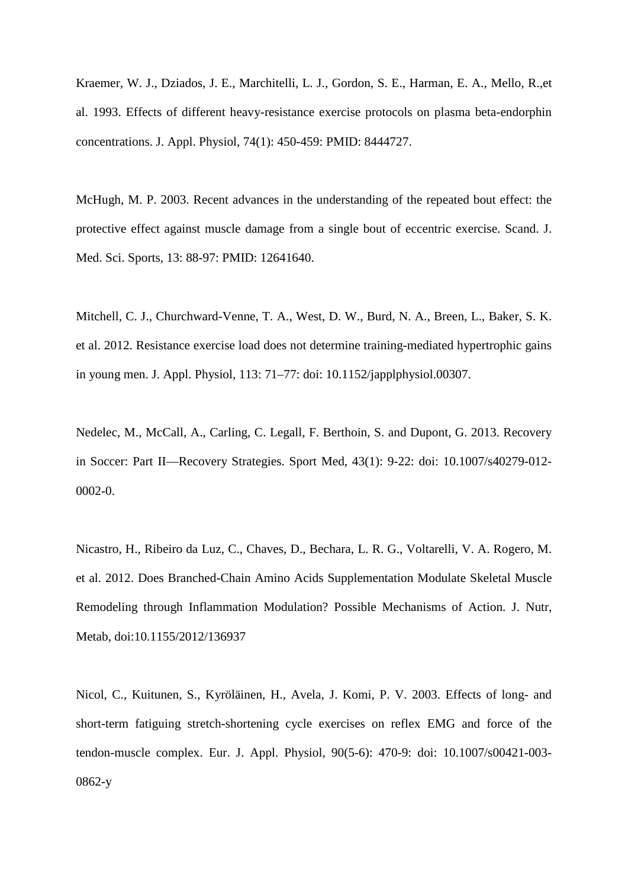Kraemer, W. J., Dziados, J. E., Marchitelli, L. J., Gordon, S. E., Harman, E. A., Mello, R.,et al. 1993. Effects of different heavy-resistance exercise protocols on plasma beta-endorphin concentrations. J. Appl. Physiol, 74(1): 450-459: PMID: 8444727.

McHugh, M. P. 2003. Recent advances in the understanding of the repeated bout effect: the protective effect against muscle damage from a single bout of eccentric exercise. Scand. J. Med. Sci. Sports, 13: 88-97: PMID: 12641640.

Mitchell, C. J., Churchward-Venne, T. A., West, D. W., Burd, N. A., Breen, L., Baker, S. K. et al. 2012. Resistance exercise load does not determine training-mediated hypertrophic gains in young men. J. Appl. Physiol, 113: 71–77: doi: 10.1152/japplphysiol.00307.

Nedelec, M., McCall, A., Carling, C. Legall, F. Berthoin, S. and Dupont, G. 2013. Recovery in Soccer: Part II—Recovery Strategies. Sport Med, 43(1): 9-22: doi: 10.1007/s40279-012-0002-0.

Nicastro, H., Ribeiro da Luz, C., Chaves, D., Bechara, L. R. G., Voltarelli, V. A. Rogero, M. et al. 2012. Does Branched-Chain Amino Acids Supplementation Modulate Skeletal Muscle Remodeling through Inflammation Modulation? Possible Mechanisms of Action. J. Nutr, Metab, doi:10.1155/2012/136937

Nicol, C., Kuitunen, S., Kyröläinen, H., Avela, J. Komi, P. V. 2003. Effects of long- and short-term fatiguing stretch-shortening cycle exercises on reflex EMG and force of the tendon-muscle complex. Eur. J. Appl. Physiol, 90(5-6): 470-9: doi: 10.1007/s00421-003-0862-y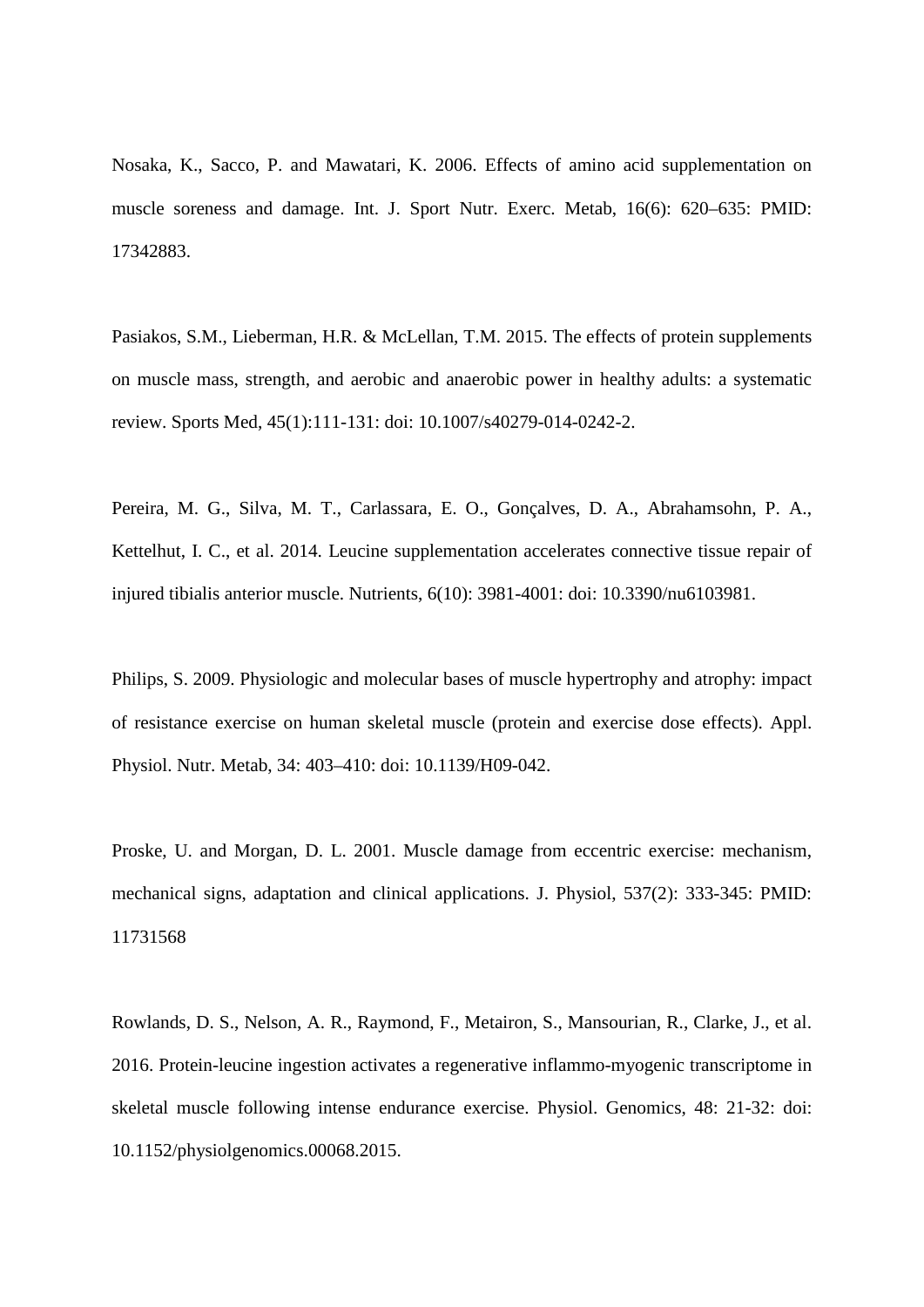Nosaka, K., Sacco, P. and Mawatari, K. 2006. Effects of amino acid supplementation on muscle soreness and damage. Int. J. Sport Nutr. Exerc. Metab, 16(6): 620–635: PMID: 17342883.

Pasiakos, S.M., Lieberman, H.R. & McLellan, T.M. 2015. The effects of protein supplements on muscle mass, strength, and aerobic and anaerobic power in healthy adults: a systematic review. Sports Med, 45(1):111-131: doi: 10.1007/s40279-014-0242-2.

Pereira, M. G., Silva, M. T., Carlassara, E. O., Gonçalves, D. A., Abrahamsohn, P. A., Kettelhut, I. C., et al. 2014. Leucine supplementation accelerates connective tissue repair of injured tibialis anterior muscle. Nutrients, 6(10): 3981-4001: doi: 10.3390/nu6103981.

Philips, S. 2009. Physiologic and molecular bases of muscle hypertrophy and atrophy: impact of resistance exercise on human skeletal muscle (protein and exercise dose effects). Appl. Physiol. Nutr. Metab, 34: 403–410: doi: 10.1139/H09-042.

Proske, U. and Morgan, D. L. 2001. Muscle damage from eccentric exercise: mechanism, mechanical signs, adaptation and clinical applications. J. Physiol, 537(2): 333-345: PMID: 11731568

Rowlands, D. S., Nelson, A. R., Raymond, F., Metairon, S., Mansourian, R., Clarke, J., et al. 2016. Protein-leucine ingestion activates a regenerative inflammo-myogenic transcriptome in skeletal muscle following intense endurance exercise. Physiol. Genomics, 48: 21-32: doi: 10.1152/physiolgenomics.00068.2015.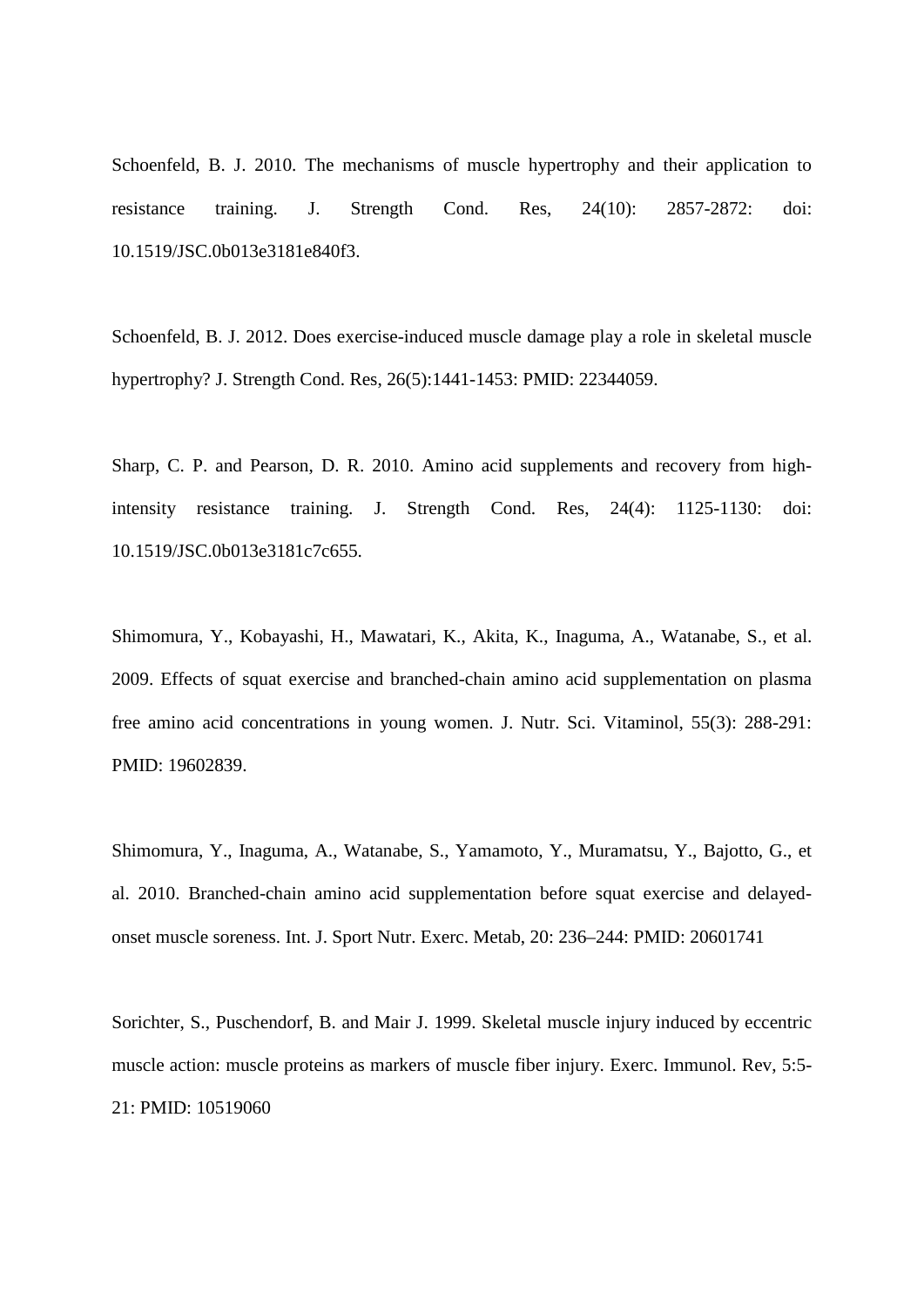Schoenfeld, B. J. 2010. The mechanisms of muscle hypertrophy and their application to resistance training. J. Strength Cond. Res, 24(10): 2857-2872: doi: 10.1519/JSC.0b013e3181e840f3.

Schoenfeld, B. J. 2012. Does exercise-induced muscle damage play a role in skeletal muscle hypertrophy? J. Strength Cond. Res, 26(5):1441-1453: PMID: 22344059.

Sharp, C. P. and Pearson, D. R. 2010. Amino acid supplements and recovery from high-intensity resistance training. J. Strength Cond. Res, 24(4): 1125-1130: doi: 10.1519/JSC.0b013e3181c7c655.

Shimomura, Y., Kobayashi, H., Mawatari, K., Akita, K., Inaguma, A., Watanabe, S., et al. 2009. Effects of squat exercise and branched-chain amino acid supplementation on plasma free amino acid concentrations in young women. J. Nutr. Sci. Vitaminol, 55(3): 288-291: PMID: 19602839.

Shimomura, Y., Inaguma, A., Watanabe, S., Yamamoto, Y., Muramatsu, Y., Bajotto, G., et al. 2010. Branched-chain amino acid supplementation before squat exercise and delayed-onset muscle soreness. Int. J. Sport Nutr. Exerc. Metab, 20: 236–244: PMID: 20601741

Sorichter, S., Puschendorf, B. and Mair J. 1999. Skeletal muscle injury induced by eccentric muscle action: muscle proteins as markers of muscle fiber injury. Exerc. Immunol. Rev, 5:5-21: PMID: 10519060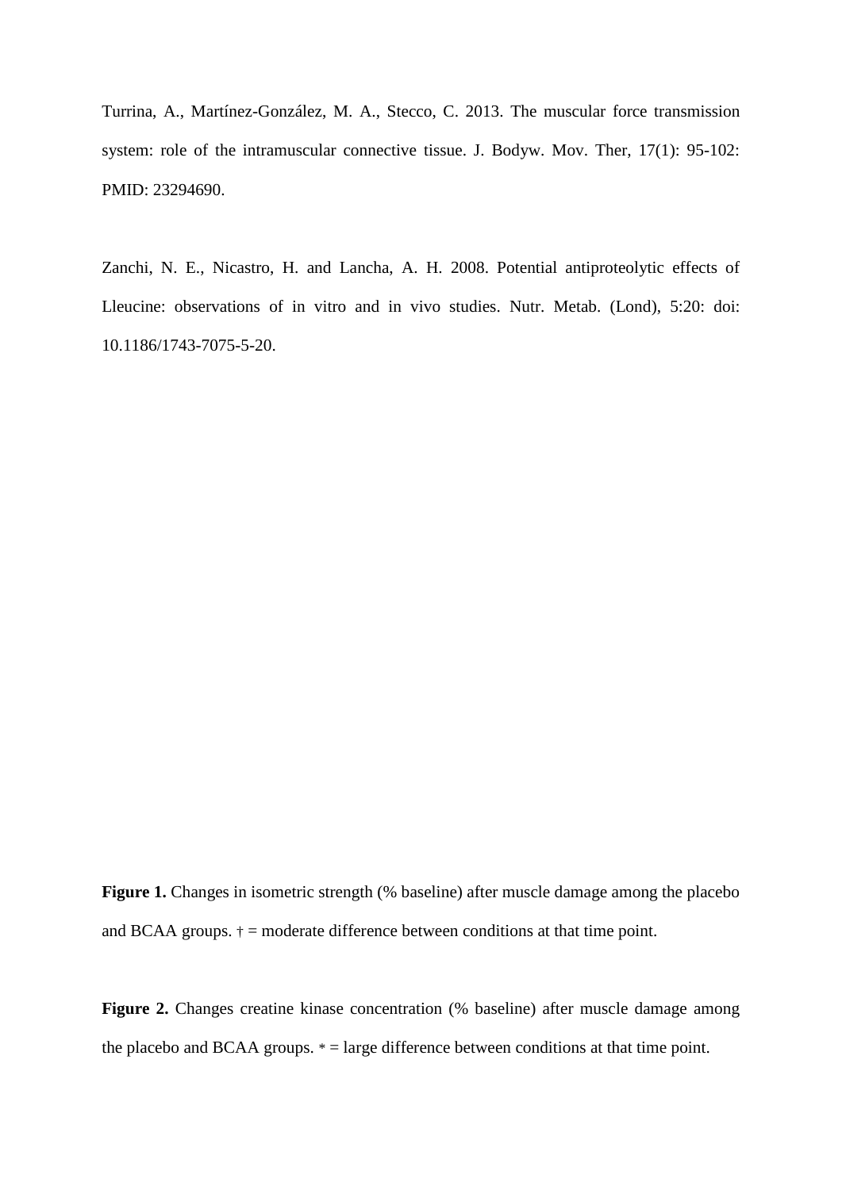Turrina, A., Martínez-González, M. A., Stecco, C. 2013. The muscular force transmission system: role of the intramuscular connective tissue. J. Bodyw. Mov. Ther, 17(1): 95-102: PMID: 23294690.

Zanchi, N. E., Nicastro, H. and Lancha, A. H. 2008. Potential antiproteolytic effects of Lleucine: observations of in vitro and in vivo studies. Nutr. Metab. (Lond), 5:20: doi: 10.1186/1743-7075-5-20.

**Figure 1.** Changes in isometric strength (% baseline) after muscle damage among the placebo and BCAA groups. † = moderate difference between conditions at that time point.

**Figure 2.** Changes creatine kinase concentration (% baseline) after muscle damage among the placebo and BCAA groups. * = large difference between conditions at that time point.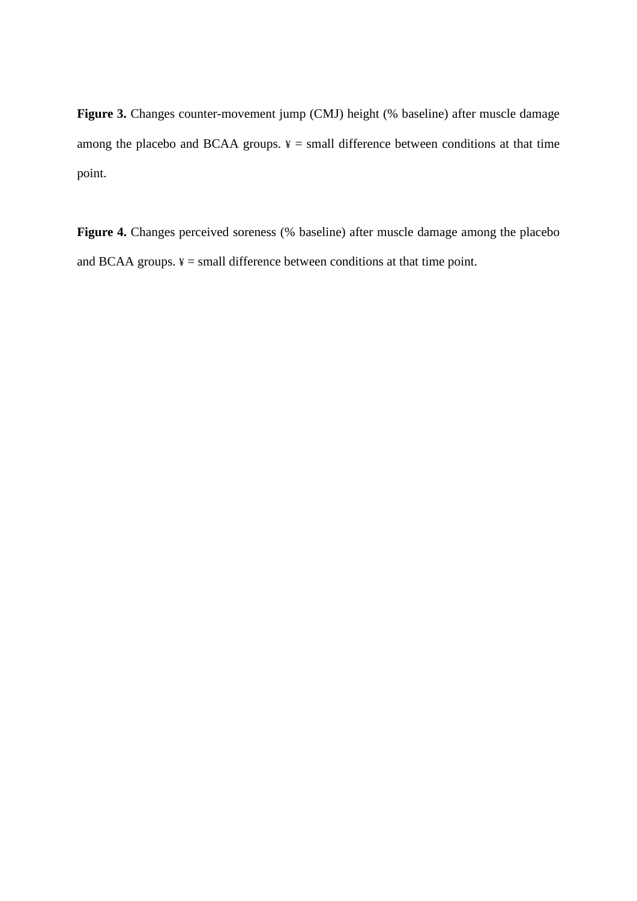**Figure 3.** Changes counter-movement jump (CMJ) height (% baseline) after muscle damage among the placebo and BCAA groups. ¥ = small difference between conditions at that time point.

**Figure 4.** Changes perceived soreness (% baseline) after muscle damage among the placebo and BCAA groups. ¥ = small difference between conditions at that time point.